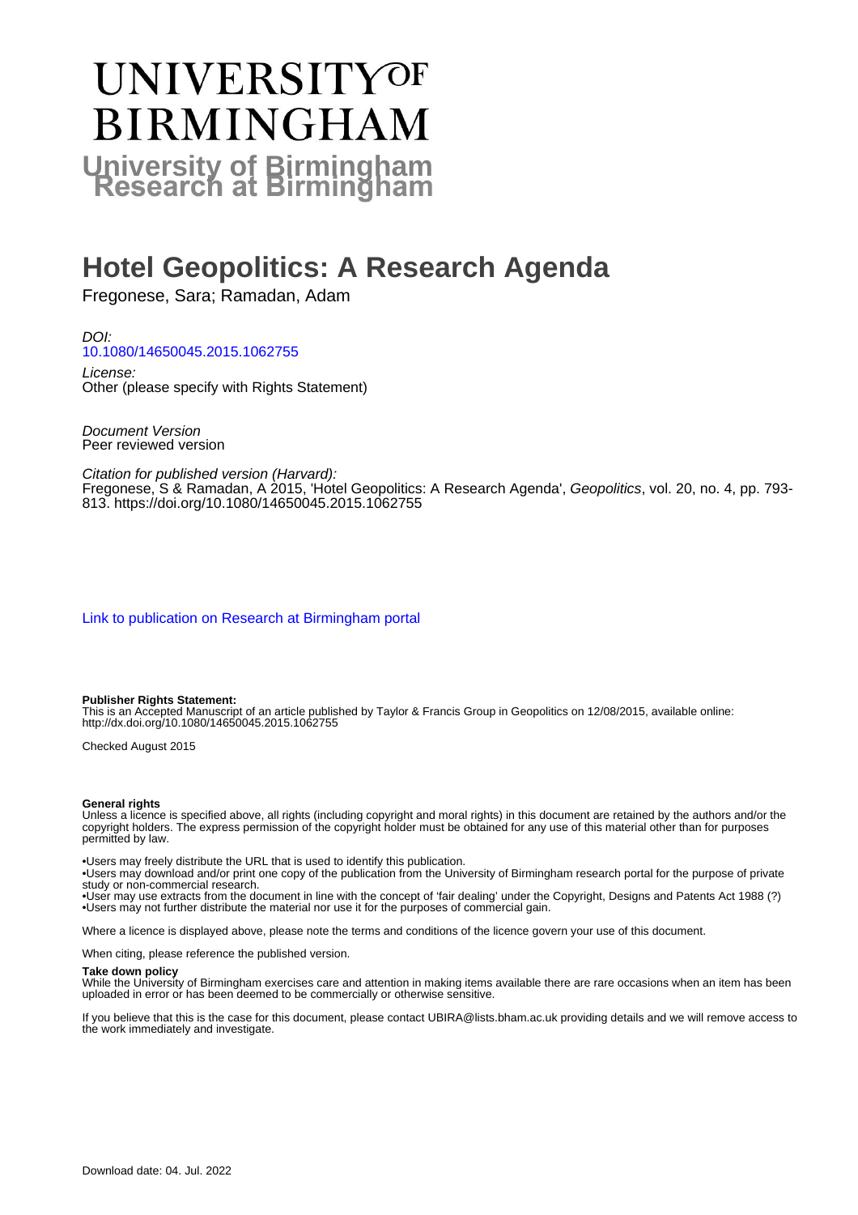# UNIVERSITY OF BIRMINGHAM

**University of Birmingham Research at Birmingham**

# Hotel Geopolitics: A Research Agenda

Fregonese, Sara; Ramadan, Adam

*DOI:*
10.1080/14650045.2015.1062755

*License:*
Other (please specify with Rights Statement)

*Document Version*
Peer reviewed version

*Citation for published version (Harvard):*
Fregonese, S & Ramadan, A 2015, 'Hotel Geopolitics: A Research Agenda', *Geopolitics*, vol. 20, no. 4, pp. 793-813. https://doi.org/10.1080/14650045.2015.1062755

Link to publication on Research at Birmingham portal

**Publisher Rights Statement:**
This is an Accepted Manuscript of an article published by Taylor & Francis Group in Geopolitics on 12/08/2015, available online: http://dx.doi.org/10.1080/14650045.2015.1062755

Checked August 2015

**General rights**
Unless a licence is specified above, all rights (including copyright and moral rights) in this document are retained by the authors and/or the copyright holders. The express permission of the copyright holder must be obtained for any use of this material other than for purposes permitted by law.

•Users may freely distribute the URL that is used to identify this publication.
•Users may download and/or print one copy of the publication from the University of Birmingham research portal for the purpose of private study or non-commercial research.
•User may use extracts from the document in line with the concept of 'fair dealing' under the Copyright, Designs and Patents Act 1988 (?)
•Users may not further distribute the material nor use it for the purposes of commercial gain.

Where a licence is displayed above, please note the terms and conditions of the licence govern your use of this document.

When citing, please reference the published version.

**Take down policy**
While the University of Birmingham exercises care and attention in making items available there are rare occasions when an item has been uploaded in error or has been deemed to be commercially or otherwise sensitive.

If you believe that this is the case for this document, please contact UBIRA@lists.bham.ac.uk providing details and we will remove access to the work immediately and investigate.

Download date: 04. Jul. 2022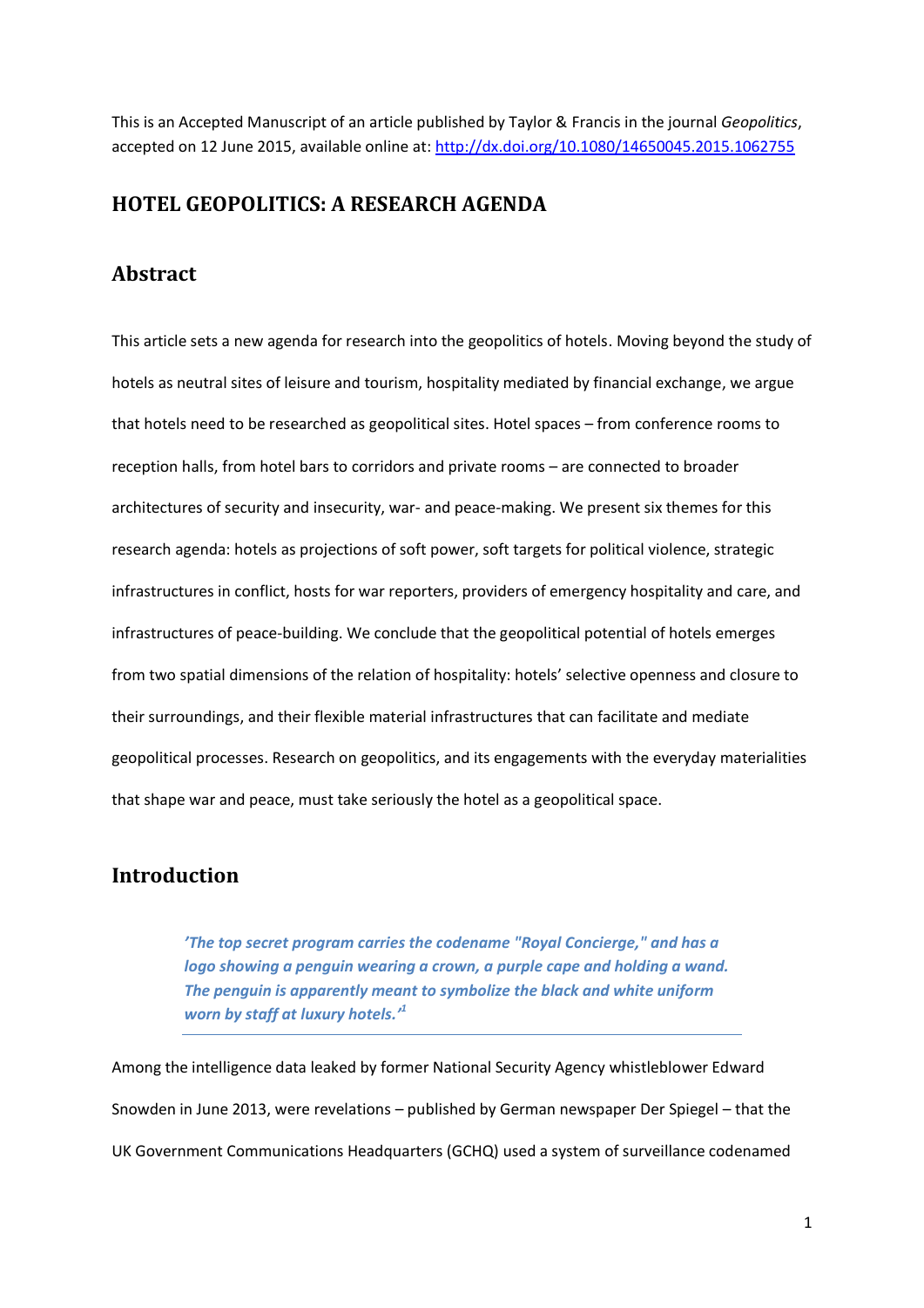This is an Accepted Manuscript of an article published by Taylor & Francis in the journal *Geopolitics*, accepted on 12 June 2015, available online at: http://dx.doi.org/10.1080/14650045.2015.1062755

# HOTEL GEOPOLITICS: A RESEARCH AGENDA

## Abstract

This article sets a new agenda for research into the geopolitics of hotels. Moving beyond the study of hotels as neutral sites of leisure and tourism, hospitality mediated by financial exchange, we argue that hotels need to be researched as geopolitical sites. Hotel spaces – from conference rooms to reception halls, from hotel bars to corridors and private rooms – are connected to broader architectures of security and insecurity, war- and peace-making. We present six themes for this research agenda: hotels as projections of soft power, soft targets for political violence, strategic infrastructures in conflict, hosts for war reporters, providers of emergency hospitality and care, and infrastructures of peace-building. We conclude that the geopolitical potential of hotels emerges from two spatial dimensions of the relation of hospitality: hotels' selective openness and closure to their surroundings, and their flexible material infrastructures that can facilitate and mediate geopolitical processes. Research on geopolitics, and its engagements with the everyday materialities that shape war and peace, must take seriously the hotel as a geopolitical space.

## Introduction

> ***'The top secret program carries the codename "Royal Concierge," and has a logo showing a penguin wearing a crown, a purple cape and holding a wand. The penguin is apparently meant to symbolize the black and white uniform worn by staff at luxury hotels.'[1]***

Among the intelligence data leaked by former National Security Agency whistleblower Edward Snowden in June 2013, were revelations – published by German newspaper Der Spiegel – that the UK Government Communications Headquarters (GCHQ) used a system of surveillance codenamed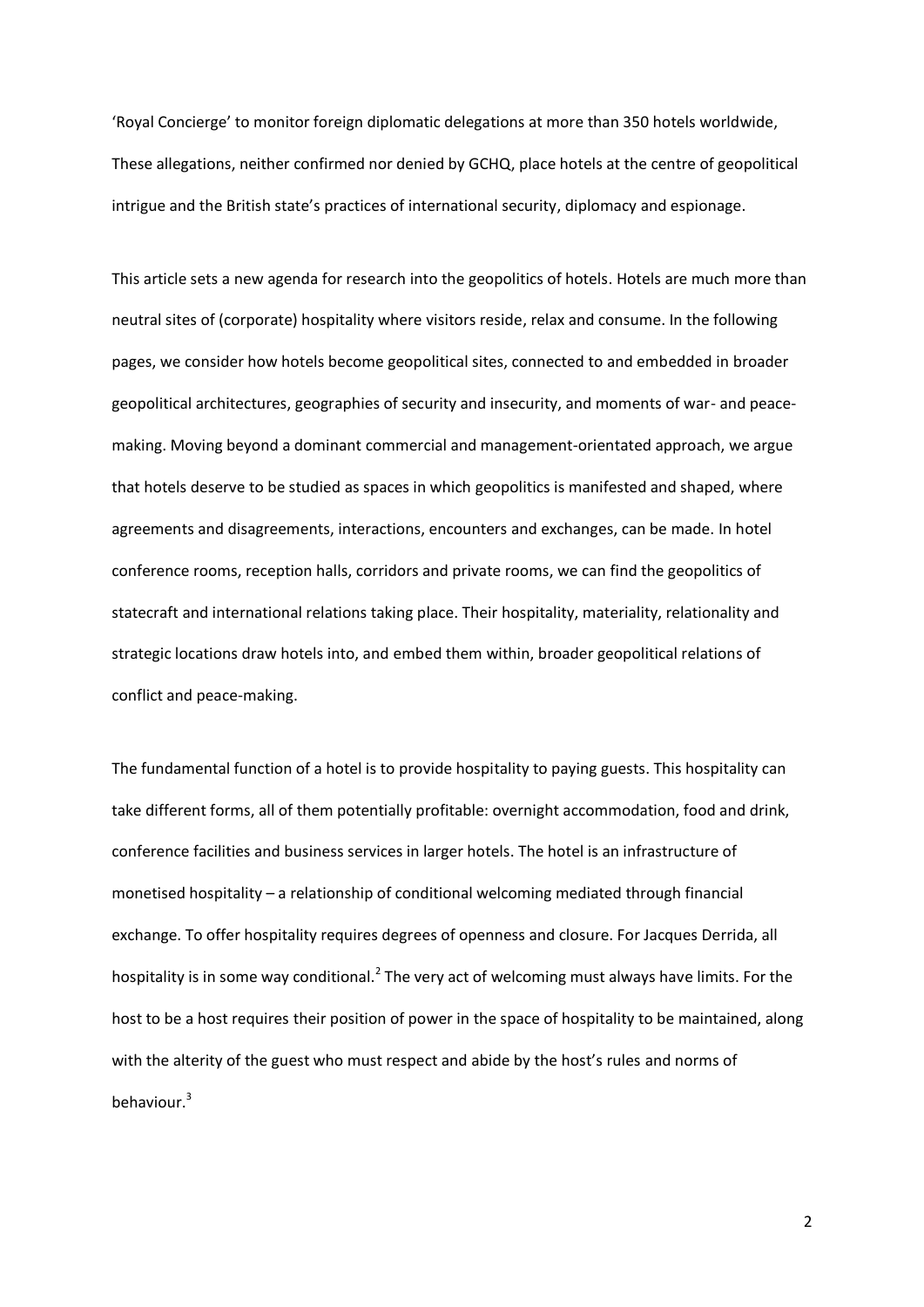'Royal Concierge' to monitor foreign diplomatic delegations at more than 350 hotels worldwide, These allegations, neither confirmed nor denied by GCHQ, place hotels at the centre of geopolitical intrigue and the British state's practices of international security, diplomacy and espionage.

This article sets a new agenda for research into the geopolitics of hotels. Hotels are much more than neutral sites of (corporate) hospitality where visitors reside, relax and consume. In the following pages, we consider how hotels become geopolitical sites, connected to and embedded in broader geopolitical architectures, geographies of security and insecurity, and moments of war- and peace-making. Moving beyond a dominant commercial and management-orientated approach, we argue that hotels deserve to be studied as spaces in which geopolitics is manifested and shaped, where agreements and disagreements, interactions, encounters and exchanges, can be made. In hotel conference rooms, reception halls, corridors and private rooms, we can find the geopolitics of statecraft and international relations taking place. Their hospitality, materiality, relationality and strategic locations draw hotels into, and embed them within, broader geopolitical relations of conflict and peace-making.

The fundamental function of a hotel is to provide hospitality to paying guests. This hospitality can take different forms, all of them potentially profitable: overnight accommodation, food and drink, conference facilities and business services in larger hotels. The hotel is an infrastructure of monetised hospitality – a relationship of conditional welcoming mediated through financial exchange. To offer hospitality requires degrees of openness and closure. For Jacques Derrida, all hospitality is in some way conditional.[2] The very act of welcoming must always have limits. For the host to be a host requires their position of power in the space of hospitality to be maintained, along with the alterity of the guest who must respect and abide by the host's rules and norms of behaviour.[3]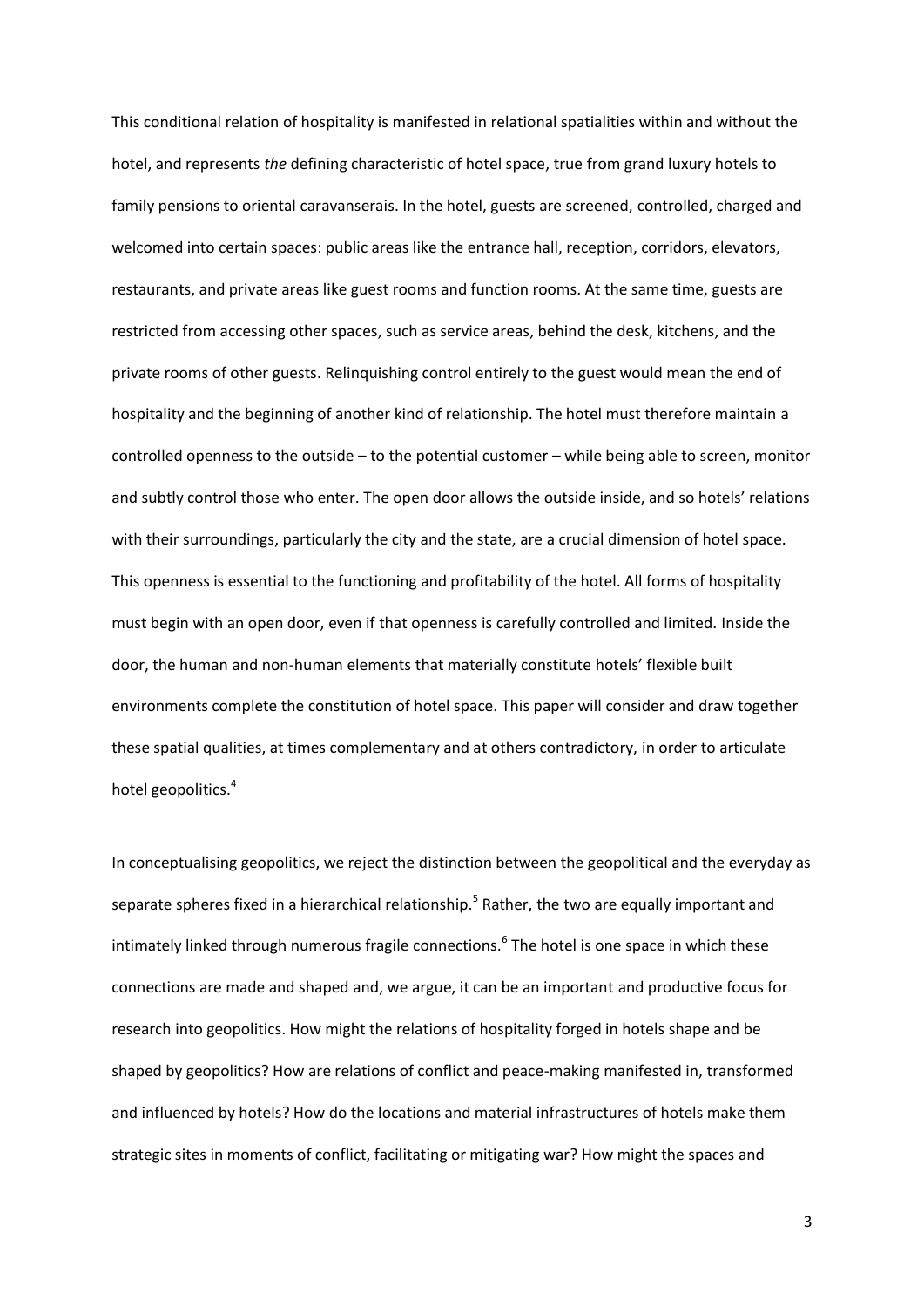This conditional relation of hospitality is manifested in relational spatialities within and without the hotel, and represents *the* defining characteristic of hotel space, true from grand luxury hotels to family pensions to oriental caravanserais. In the hotel, guests are screened, controlled, charged and welcomed into certain spaces: public areas like the entrance hall, reception, corridors, elevators, restaurants, and private areas like guest rooms and function rooms. At the same time, guests are restricted from accessing other spaces, such as service areas, behind the desk, kitchens, and the private rooms of other guests. Relinquishing control entirely to the guest would mean the end of hospitality and the beginning of another kind of relationship. The hotel must therefore maintain a controlled openness to the outside – to the potential customer – while being able to screen, monitor and subtly control those who enter. The open door allows the outside inside, and so hotels' relations with their surroundings, particularly the city and the state, are a crucial dimension of hotel space. This openness is essential to the functioning and profitability of the hotel. All forms of hospitality must begin with an open door, even if that openness is carefully controlled and limited. Inside the door, the human and non-human elements that materially constitute hotels' flexible built environments complete the constitution of hotel space. This paper will consider and draw together these spatial qualities, at times complementary and at others contradictory, in order to articulate hotel geopolitics.[4]

In conceptualising geopolitics, we reject the distinction between the geopolitical and the everyday as separate spheres fixed in a hierarchical relationship.[5] Rather, the two are equally important and intimately linked through numerous fragile connections.[6] The hotel is one space in which these connections are made and shaped and, we argue, it can be an important and productive focus for research into geopolitics. How might the relations of hospitality forged in hotels shape and be shaped by geopolitics? How are relations of conflict and peace-making manifested in, transformed and influenced by hotels? How do the locations and material infrastructures of hotels make them strategic sites in moments of conflict, facilitating or mitigating war? How might the spaces and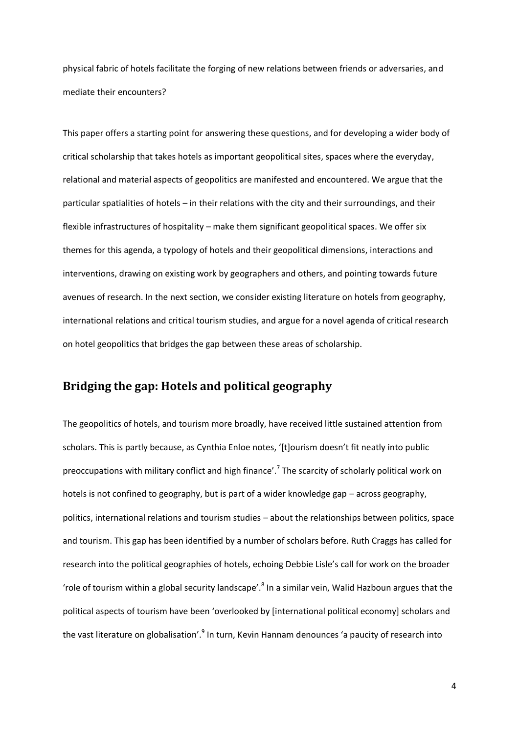physical fabric of hotels facilitate the forging of new relations between friends or adversaries, and mediate their encounters?

This paper offers a starting point for answering these questions, and for developing a wider body of critical scholarship that takes hotels as important geopolitical sites, spaces where the everyday, relational and material aspects of geopolitics are manifested and encountered. We argue that the particular spatialities of hotels – in their relations with the city and their surroundings, and their flexible infrastructures of hospitality – make them significant geopolitical spaces. We offer six themes for this agenda, a typology of hotels and their geopolitical dimensions, interactions and interventions, drawing on existing work by geographers and others, and pointing towards future avenues of research. In the next section, we consider existing literature on hotels from geography, international relations and critical tourism studies, and argue for a novel agenda of critical research on hotel geopolitics that bridges the gap between these areas of scholarship.

## Bridging the gap: Hotels and political geography

The geopolitics of hotels, and tourism more broadly, have received little sustained attention from scholars. This is partly because, as Cynthia Enloe notes, '[t]ourism doesn't fit neatly into public preoccupations with military conflict and high finance'.[7] The scarcity of scholarly political work on hotels is not confined to geography, but is part of a wider knowledge gap – across geography, politics, international relations and tourism studies – about the relationships between politics, space and tourism. This gap has been identified by a number of scholars before. Ruth Craggs has called for research into the political geographies of hotels, echoing Debbie Lisle's call for work on the broader 'role of tourism within a global security landscape'.[8] In a similar vein, Walid Hazboun argues that the political aspects of tourism have been 'overlooked by [international political economy] scholars and the vast literature on globalisation'.[9] In turn, Kevin Hannam denounces 'a paucity of research into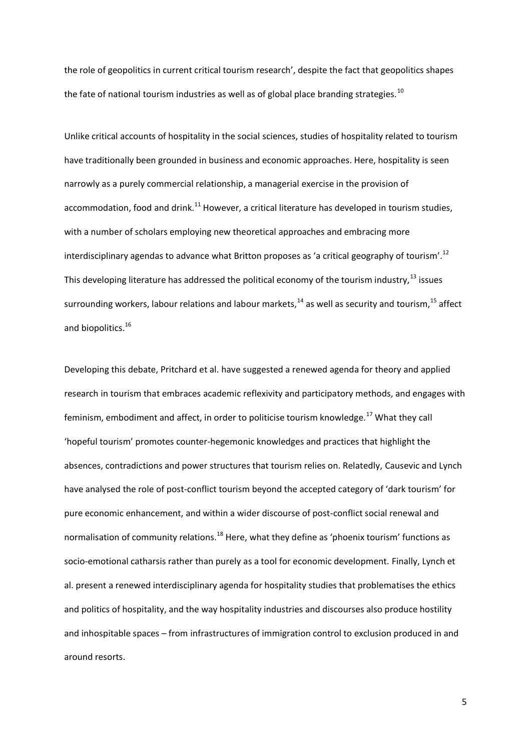the role of geopolitics in current critical tourism research', despite the fact that geopolitics shapes the fate of national tourism industries as well as of global place branding strategies.[10]

Unlike critical accounts of hospitality in the social sciences, studies of hospitality related to tourism have traditionally been grounded in business and economic approaches. Here, hospitality is seen narrowly as a purely commercial relationship, a managerial exercise in the provision of accommodation, food and drink.[11] However, a critical literature has developed in tourism studies, with a number of scholars employing new theoretical approaches and embracing more interdisciplinary agendas to advance what Britton proposes as 'a critical geography of tourism'.[12] This developing literature has addressed the political economy of the tourism industry,[13] issues surrounding workers, labour relations and labour markets,[14] as well as security and tourism,[15] affect and biopolitics.[16]

Developing this debate, Pritchard et al. have suggested a renewed agenda for theory and applied research in tourism that embraces academic reflexivity and participatory methods, and engages with feminism, embodiment and affect, in order to politicise tourism knowledge.[17] What they call 'hopeful tourism' promotes counter-hegemonic knowledges and practices that highlight the absences, contradictions and power structures that tourism relies on. Relatedly, Causevic and Lynch have analysed the role of post-conflict tourism beyond the accepted category of 'dark tourism' for pure economic enhancement, and within a wider discourse of post-conflict social renewal and normalisation of community relations.[18] Here, what they define as 'phoenix tourism' functions as socio-emotional catharsis rather than purely as a tool for economic development. Finally, Lynch et al. present a renewed interdisciplinary agenda for hospitality studies that problematises the ethics and politics of hospitality, and the way hospitality industries and discourses also produce hostility and inhospitable spaces – from infrastructures of immigration control to exclusion produced in and around resorts.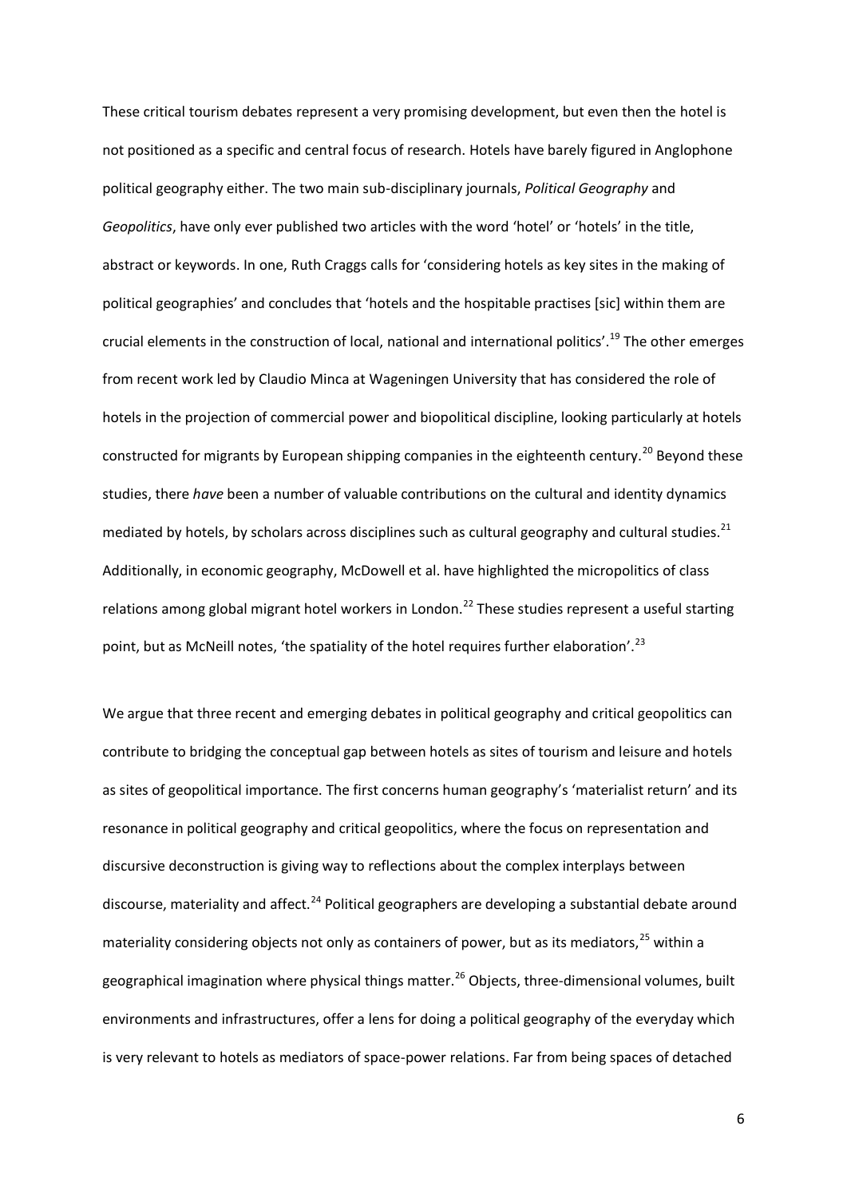These critical tourism debates represent a very promising development, but even then the hotel is not positioned as a specific and central focus of research. Hotels have barely figured in Anglophone political geography either. The two main sub-disciplinary journals, *Political Geography* and *Geopolitics*, have only ever published two articles with the word 'hotel' or 'hotels' in the title, abstract or keywords. In one, Ruth Craggs calls for 'considering hotels as key sites in the making of political geographies' and concludes that 'hotels and the hospitable practises [sic] within them are crucial elements in the construction of local, national and international politics'.[19] The other emerges from recent work led by Claudio Minca at Wageningen University that has considered the role of hotels in the projection of commercial power and biopolitical discipline, looking particularly at hotels constructed for migrants by European shipping companies in the eighteenth century.[20] Beyond these studies, there *have* been a number of valuable contributions on the cultural and identity dynamics mediated by hotels, by scholars across disciplines such as cultural geography and cultural studies.[21] Additionally, in economic geography, McDowell et al. have highlighted the micropolitics of class relations among global migrant hotel workers in London.[22] These studies represent a useful starting point, but as McNeill notes, 'the spatiality of the hotel requires further elaboration'.[23]

We argue that three recent and emerging debates in political geography and critical geopolitics can contribute to bridging the conceptual gap between hotels as sites of tourism and leisure and hotels as sites of geopolitical importance. The first concerns human geography's 'materialist return' and its resonance in political geography and critical geopolitics, where the focus on representation and discursive deconstruction is giving way to reflections about the complex interplays between discourse, materiality and affect.[24] Political geographers are developing a substantial debate around materiality considering objects not only as containers of power, but as its mediators,[25] within a geographical imagination where physical things matter.[26] Objects, three-dimensional volumes, built environments and infrastructures, offer a lens for doing a political geography of the everyday which is very relevant to hotels as mediators of space-power relations. Far from being spaces of detached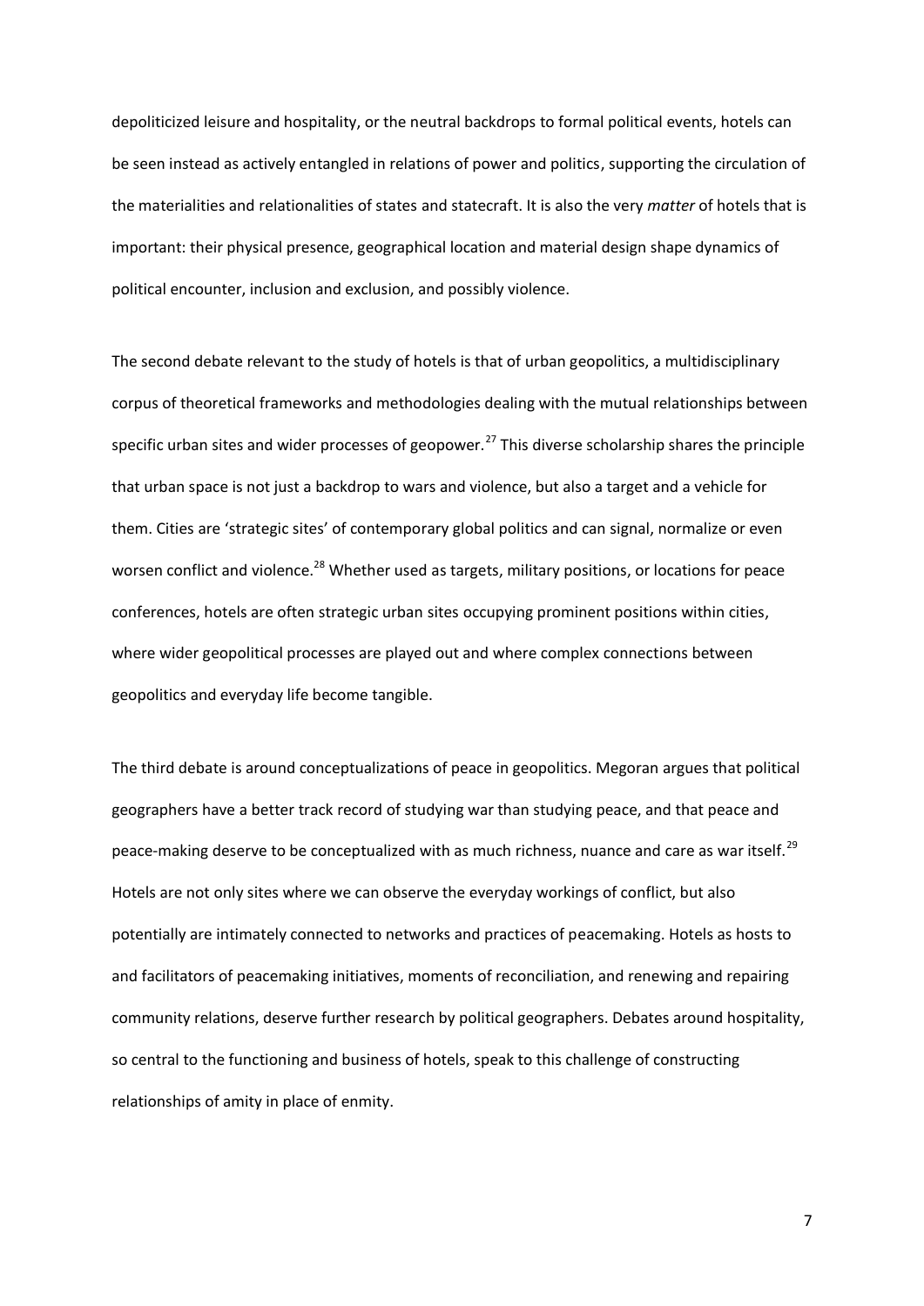depoliticized leisure and hospitality, or the neutral backdrops to formal political events, hotels can be seen instead as actively entangled in relations of power and politics, supporting the circulation of the materialities and relationalities of states and statecraft. It is also the very *matter* of hotels that is important: their physical presence, geographical location and material design shape dynamics of political encounter, inclusion and exclusion, and possibly violence.

The second debate relevant to the study of hotels is that of urban geopolitics, a multidisciplinary corpus of theoretical frameworks and methodologies dealing with the mutual relationships between specific urban sites and wider processes of geopower.[27] This diverse scholarship shares the principle that urban space is not just a backdrop to wars and violence, but also a target and a vehicle for them. Cities are 'strategic sites' of contemporary global politics and can signal, normalize or even worsen conflict and violence.[28] Whether used as targets, military positions, or locations for peace conferences, hotels are often strategic urban sites occupying prominent positions within cities, where wider geopolitical processes are played out and where complex connections between geopolitics and everyday life become tangible.

The third debate is around conceptualizations of peace in geopolitics. Megoran argues that political geographers have a better track record of studying war than studying peace, and that peace and peace-making deserve to be conceptualized with as much richness, nuance and care as war itself.[29] Hotels are not only sites where we can observe the everyday workings of conflict, but also potentially are intimately connected to networks and practices of peacemaking. Hotels as hosts to and facilitators of peacemaking initiatives, moments of reconciliation, and renewing and repairing community relations, deserve further research by political geographers. Debates around hospitality, so central to the functioning and business of hotels, speak to this challenge of constructing relationships of amity in place of enmity.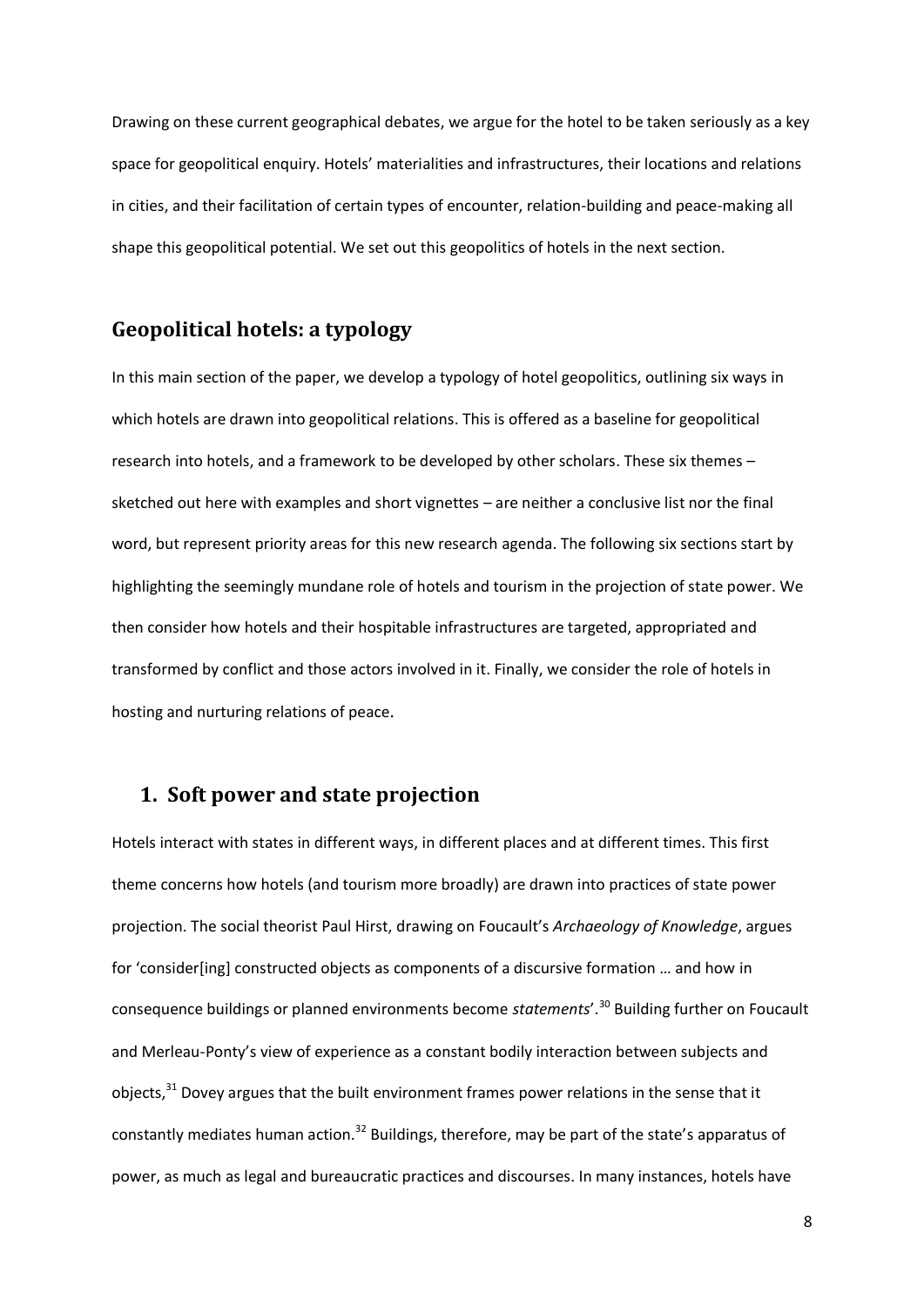Drawing on these current geographical debates, we argue for the hotel to be taken seriously as a key space for geopolitical enquiry. Hotels' materialities and infrastructures, their locations and relations in cities, and their facilitation of certain types of encounter, relation-building and peace-making all shape this geopolitical potential. We set out this geopolitics of hotels in the next section.

## Geopolitical hotels: a typology

In this main section of the paper, we develop a typology of hotel geopolitics, outlining six ways in which hotels are drawn into geopolitical relations. This is offered as a baseline for geopolitical research into hotels, and a framework to be developed by other scholars. These six themes – sketched out here with examples and short vignettes – are neither a conclusive list nor the final word, but represent priority areas for this new research agenda. The following six sections start by highlighting the seemingly mundane role of hotels and tourism in the projection of state power. We then consider how hotels and their hospitable infrastructures are targeted, appropriated and transformed by conflict and those actors involved in it. Finally, we consider the role of hotels in hosting and nurturing relations of peace.

### 1. Soft power and state projection

Hotels interact with states in different ways, in different places and at different times. This first theme concerns how hotels (and tourism more broadly) are drawn into practices of state power projection. The social theorist Paul Hirst, drawing on Foucault's *Archaeology of Knowledge*, argues for 'consider[ing] constructed objects as components of a discursive formation … and how in consequence buildings or planned environments become *statements*'.[30] Building further on Foucault and Merleau-Ponty's view of experience as a constant bodily interaction between subjects and objects,[31] Dovey argues that the built environment frames power relations in the sense that it constantly mediates human action.[32] Buildings, therefore, may be part of the state's apparatus of power, as much as legal and bureaucratic practices and discourses. In many instances, hotels have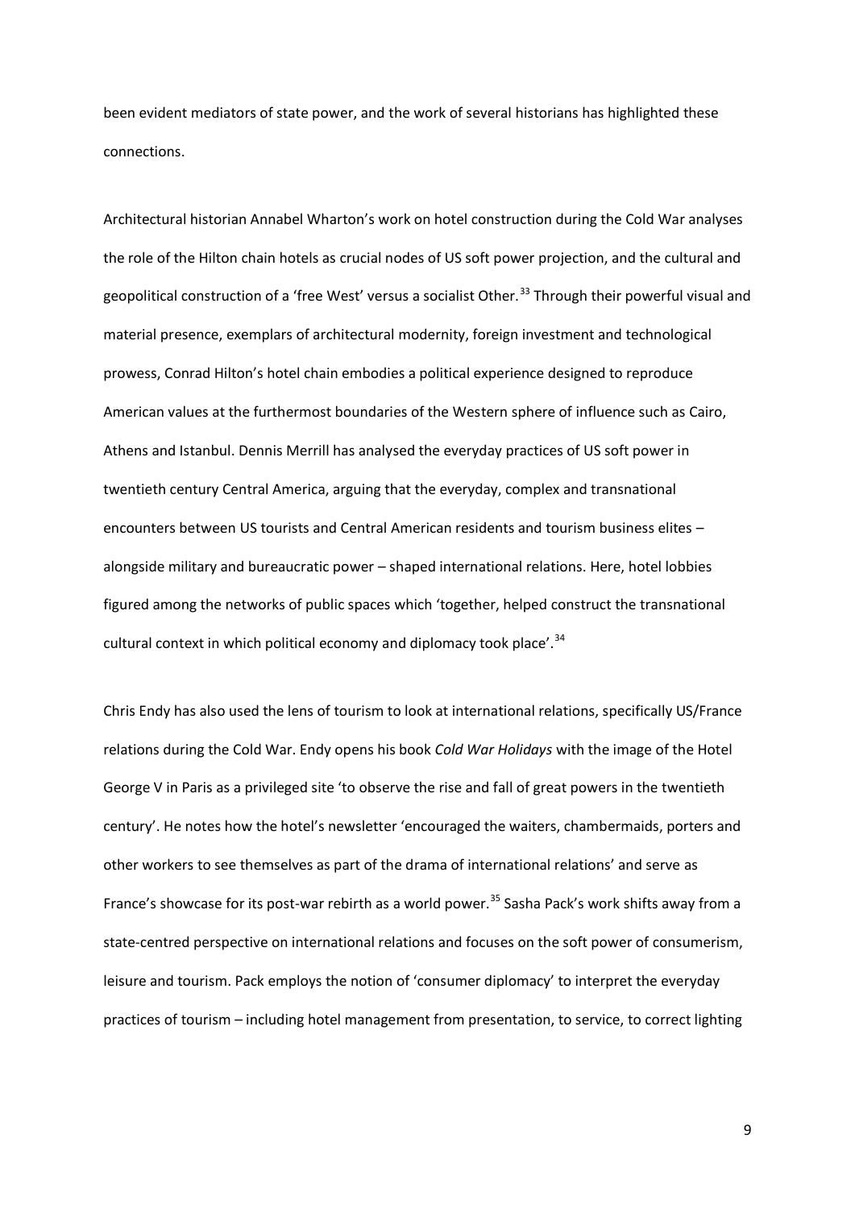been evident mediators of state power, and the work of several historians has highlighted these connections.

Architectural historian Annabel Wharton's work on hotel construction during the Cold War analyses the role of the Hilton chain hotels as crucial nodes of US soft power projection, and the cultural and geopolitical construction of a 'free West' versus a socialist Other.[33] Through their powerful visual and material presence, exemplars of architectural modernity, foreign investment and technological prowess, Conrad Hilton's hotel chain embodies a political experience designed to reproduce American values at the furthermost boundaries of the Western sphere of influence such as Cairo, Athens and Istanbul. Dennis Merrill has analysed the everyday practices of US soft power in twentieth century Central America, arguing that the everyday, complex and transnational encounters between US tourists and Central American residents and tourism business elites – alongside military and bureaucratic power – shaped international relations. Here, hotel lobbies figured among the networks of public spaces which 'together, helped construct the transnational cultural context in which political economy and diplomacy took place'.[34]

Chris Endy has also used the lens of tourism to look at international relations, specifically US/France relations during the Cold War. Endy opens his book *Cold War Holidays* with the image of the Hotel George V in Paris as a privileged site 'to observe the rise and fall of great powers in the twentieth century'. He notes how the hotel's newsletter 'encouraged the waiters, chambermaids, porters and other workers to see themselves as part of the drama of international relations' and serve as France's showcase for its post-war rebirth as a world power.[35] Sasha Pack's work shifts away from a state-centred perspective on international relations and focuses on the soft power of consumerism, leisure and tourism. Pack employs the notion of 'consumer diplomacy' to interpret the everyday practices of tourism – including hotel management from presentation, to service, to correct lighting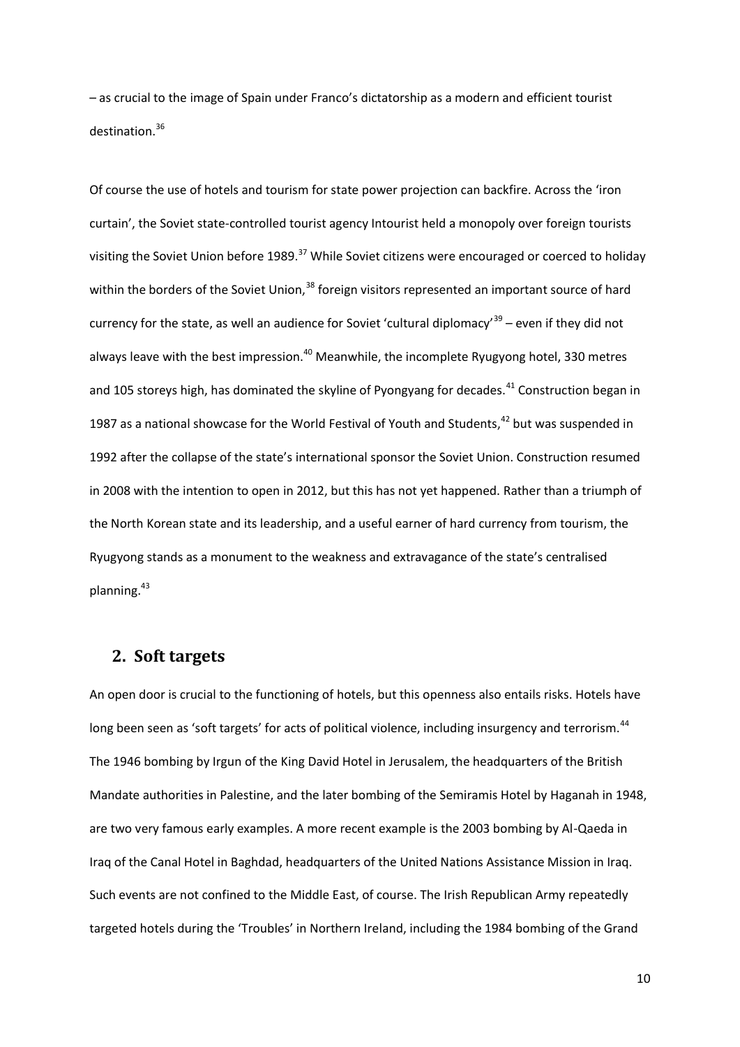– as crucial to the image of Spain under Franco's dictatorship as a modern and efficient tourist destination.[36]

Of course the use of hotels and tourism for state power projection can backfire. Across the 'iron curtain', the Soviet state-controlled tourist agency Intourist held a monopoly over foreign tourists visiting the Soviet Union before 1989.[37] While Soviet citizens were encouraged or coerced to holiday within the borders of the Soviet Union,[38] foreign visitors represented an important source of hard currency for the state, as well an audience for Soviet 'cultural diplomacy'[39] – even if they did not always leave with the best impression.[40] Meanwhile, the incomplete Ryugyong hotel, 330 metres and 105 storeys high, has dominated the skyline of Pyongyang for decades.[41] Construction began in 1987 as a national showcase for the World Festival of Youth and Students,[42] but was suspended in 1992 after the collapse of the state's international sponsor the Soviet Union. Construction resumed in 2008 with the intention to open in 2012, but this has not yet happened. Rather than a triumph of the North Korean state and its leadership, and a useful earner of hard currency from tourism, the Ryugyong stands as a monument to the weakness and extravagance of the state's centralised planning.[43]

## 2. Soft targets

An open door is crucial to the functioning of hotels, but this openness also entails risks. Hotels have long been seen as 'soft targets' for acts of political violence, including insurgency and terrorism.[44] The 1946 bombing by Irgun of the King David Hotel in Jerusalem, the headquarters of the British Mandate authorities in Palestine, and the later bombing of the Semiramis Hotel by Haganah in 1948, are two very famous early examples. A more recent example is the 2003 bombing by Al-Qaeda in Iraq of the Canal Hotel in Baghdad, headquarters of the United Nations Assistance Mission in Iraq. Such events are not confined to the Middle East, of course. The Irish Republican Army repeatedly targeted hotels during the 'Troubles' in Northern Ireland, including the 1984 bombing of the Grand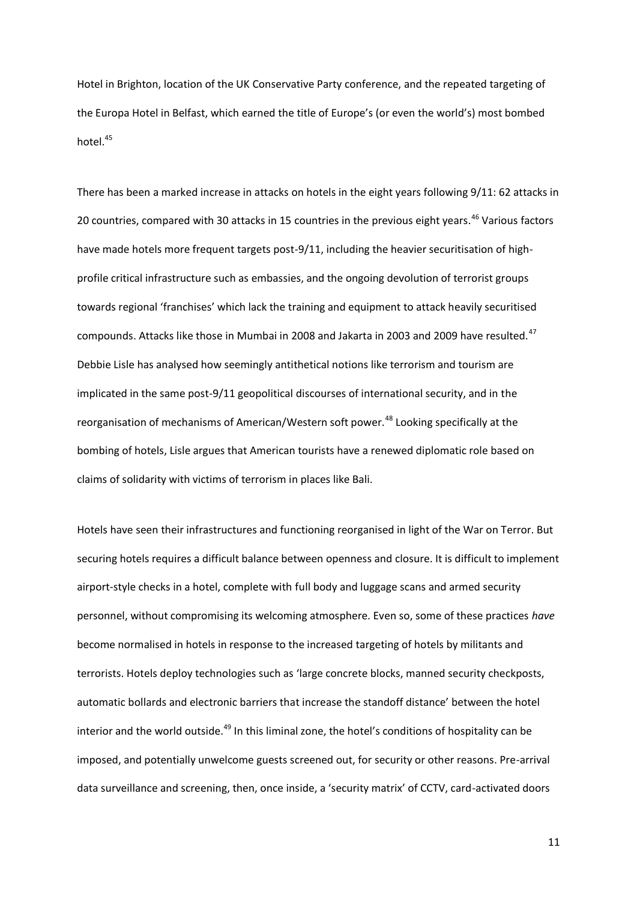Hotel in Brighton, location of the UK Conservative Party conference, and the repeated targeting of the Europa Hotel in Belfast, which earned the title of Europe's (or even the world's) most bombed hotel.[45]

There has been a marked increase in attacks on hotels in the eight years following 9/11: 62 attacks in 20 countries, compared with 30 attacks in 15 countries in the previous eight years.[46] Various factors have made hotels more frequent targets post-9/11, including the heavier securitisation of high-profile critical infrastructure such as embassies, and the ongoing devolution of terrorist groups towards regional 'franchises' which lack the training and equipment to attack heavily securitised compounds. Attacks like those in Mumbai in 2008 and Jakarta in 2003 and 2009 have resulted.[47] Debbie Lisle has analysed how seemingly antithetical notions like terrorism and tourism are implicated in the same post-9/11 geopolitical discourses of international security, and in the reorganisation of mechanisms of American/Western soft power.[48] Looking specifically at the bombing of hotels, Lisle argues that American tourists have a renewed diplomatic role based on claims of solidarity with victims of terrorism in places like Bali.

Hotels have seen their infrastructures and functioning reorganised in light of the War on Terror. But securing hotels requires a difficult balance between openness and closure. It is difficult to implement airport-style checks in a hotel, complete with full body and luggage scans and armed security personnel, without compromising its welcoming atmosphere. Even so, some of these practices *have* become normalised in hotels in response to the increased targeting of hotels by militants and terrorists. Hotels deploy technologies such as 'large concrete blocks, manned security checkposts, automatic bollards and electronic barriers that increase the standoff distance' between the hotel interior and the world outside.[49] In this liminal zone, the hotel's conditions of hospitality can be imposed, and potentially unwelcome guests screened out, for security or other reasons. Pre-arrival data surveillance and screening, then, once inside, a 'security matrix' of CCTV, card-activated doors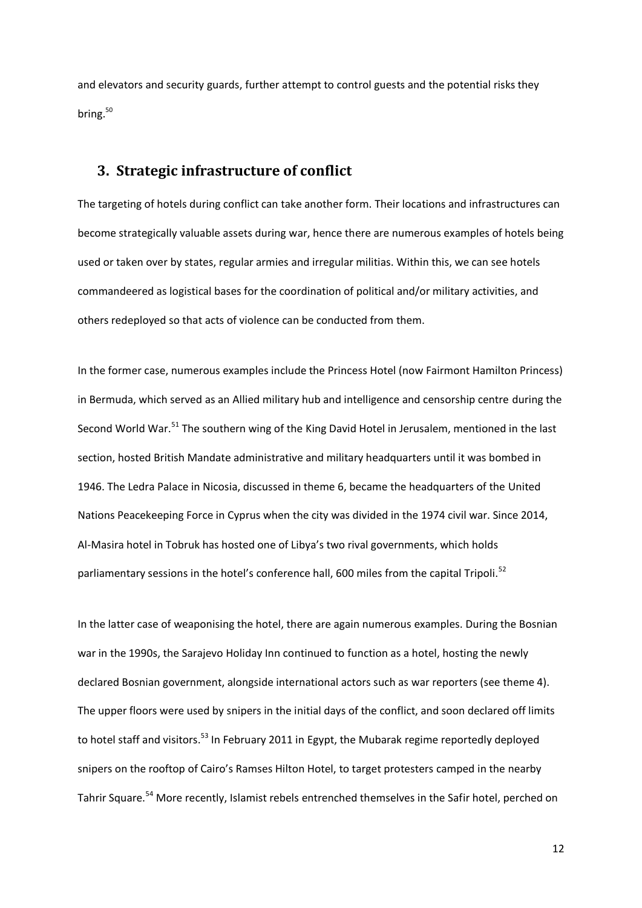and elevators and security guards, further attempt to control guests and the potential risks they bring.[50]

## 3. Strategic infrastructure of conflict

The targeting of hotels during conflict can take another form. Their locations and infrastructures can become strategically valuable assets during war, hence there are numerous examples of hotels being used or taken over by states, regular armies and irregular militias. Within this, we can see hotels commandeered as logistical bases for the coordination of political and/or military activities, and others redeployed so that acts of violence can be conducted from them.

In the former case, numerous examples include the Princess Hotel (now Fairmont Hamilton Princess) in Bermuda, which served as an Allied military hub and intelligence and censorship centre during the Second World War.[51] The southern wing of the King David Hotel in Jerusalem, mentioned in the last section, hosted British Mandate administrative and military headquarters until it was bombed in 1946. The Ledra Palace in Nicosia, discussed in theme 6, became the headquarters of the United Nations Peacekeeping Force in Cyprus when the city was divided in the 1974 civil war. Since 2014, Al-Masira hotel in Tobruk has hosted one of Libya's two rival governments, which holds parliamentary sessions in the hotel's conference hall, 600 miles from the capital Tripoli.[52]

In the latter case of weaponising the hotel, there are again numerous examples. During the Bosnian war in the 1990s, the Sarajevo Holiday Inn continued to function as a hotel, hosting the newly declared Bosnian government, alongside international actors such as war reporters (see theme 4). The upper floors were used by snipers in the initial days of the conflict, and soon declared off limits to hotel staff and visitors.[53] In February 2011 in Egypt, the Mubarak regime reportedly deployed snipers on the rooftop of Cairo's Ramses Hilton Hotel, to target protesters camped in the nearby Tahrir Square.[54] More recently, Islamist rebels entrenched themselves in the Safir hotel, perched on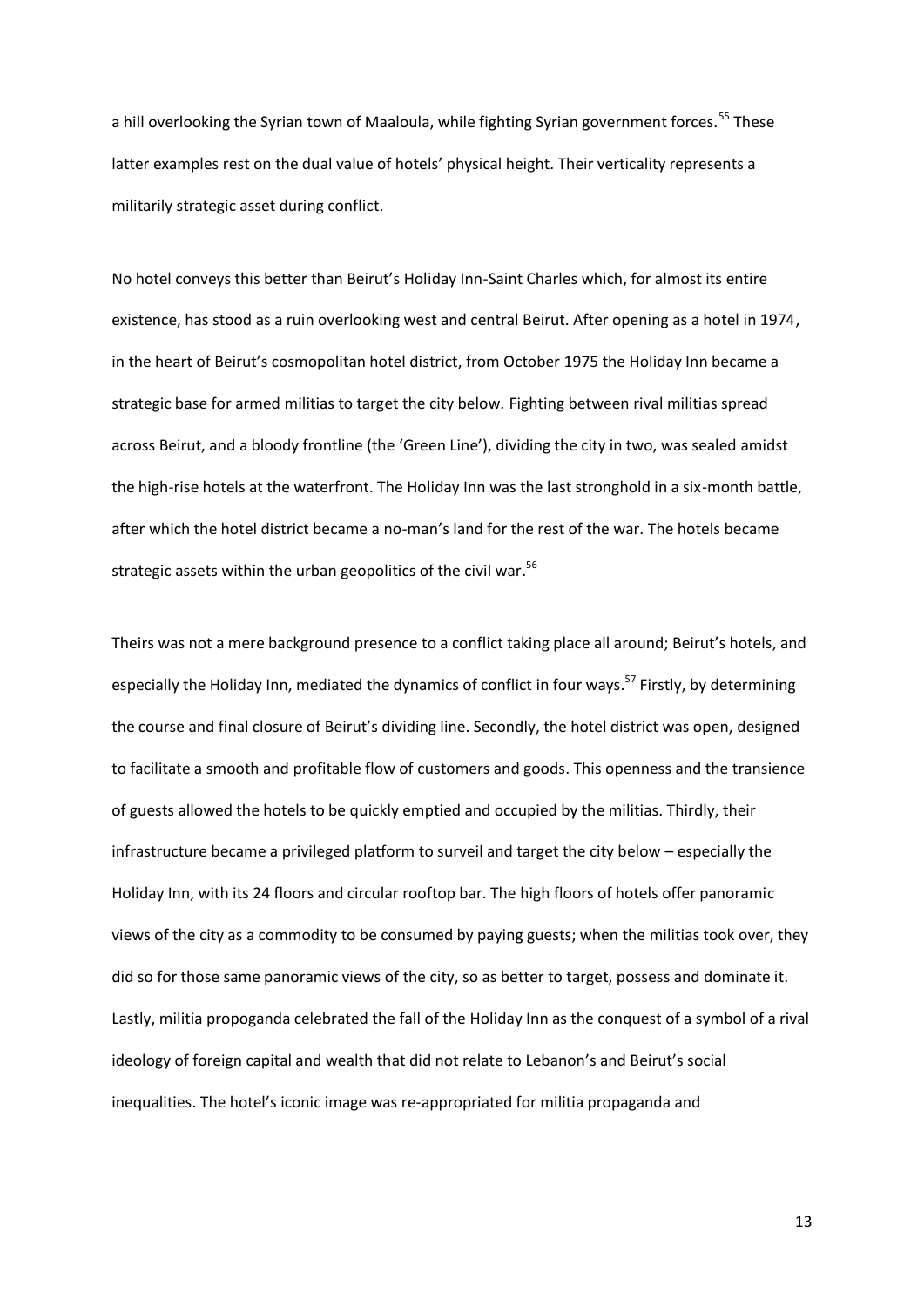a hill overlooking the Syrian town of Maaloula, while fighting Syrian government forces.[55] These latter examples rest on the dual value of hotels' physical height. Their verticality represents a militarily strategic asset during conflict.

No hotel conveys this better than Beirut's Holiday Inn-Saint Charles which, for almost its entire existence, has stood as a ruin overlooking west and central Beirut. After opening as a hotel in 1974, in the heart of Beirut's cosmopolitan hotel district, from October 1975 the Holiday Inn became a strategic base for armed militias to target the city below. Fighting between rival militias spread across Beirut, and a bloody frontline (the 'Green Line'), dividing the city in two, was sealed amidst the high-rise hotels at the waterfront. The Holiday Inn was the last stronghold in a six-month battle, after which the hotel district became a no-man's land for the rest of the war. The hotels became strategic assets within the urban geopolitics of the civil war.[56]

Theirs was not a mere background presence to a conflict taking place all around; Beirut's hotels, and especially the Holiday Inn, mediated the dynamics of conflict in four ways.[57] Firstly, by determining the course and final closure of Beirut's dividing line. Secondly, the hotel district was open, designed to facilitate a smooth and profitable flow of customers and goods. This openness and the transience of guests allowed the hotels to be quickly emptied and occupied by the militias. Thirdly, their infrastructure became a privileged platform to surveil and target the city below – especially the Holiday Inn, with its 24 floors and circular rooftop bar. The high floors of hotels offer panoramic views of the city as a commodity to be consumed by paying guests; when the militias took over, they did so for those same panoramic views of the city, so as better to target, possess and dominate it. Lastly, militia propoganda celebrated the fall of the Holiday Inn as the conquest of a symbol of a rival ideology of foreign capital and wealth that did not relate to Lebanon's and Beirut's social inequalities. The hotel's iconic image was re-appropriated for militia propaganda and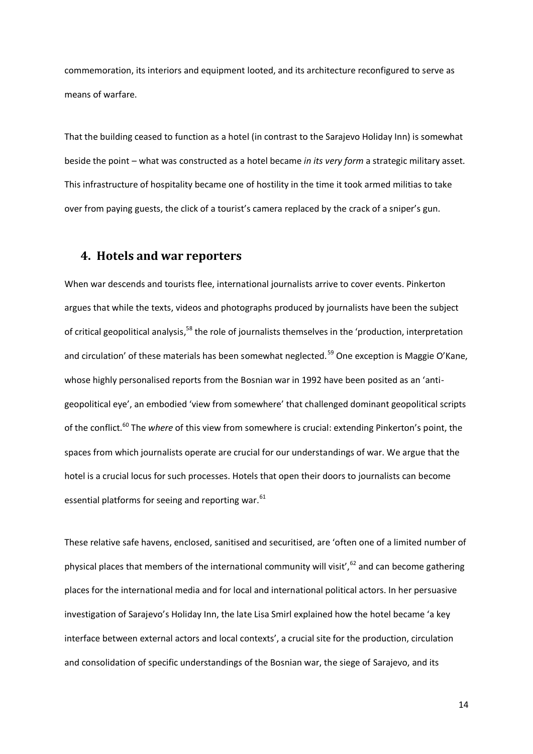commemoration, its interiors and equipment looted, and its architecture reconfigured to serve as means of warfare.

That the building ceased to function as a hotel (in contrast to the Sarajevo Holiday Inn) is somewhat beside the point – what was constructed as a hotel became *in its very form* a strategic military asset. This infrastructure of hospitality became one of hostility in the time it took armed militias to take over from paying guests, the click of a tourist's camera replaced by the crack of a sniper's gun.

## 4. Hotels and war reporters

When war descends and tourists flee, international journalists arrive to cover events. Pinkerton argues that while the texts, videos and photographs produced by journalists have been the subject of critical geopolitical analysis,[58] the role of journalists themselves in the 'production, interpretation and circulation' of these materials has been somewhat neglected.[59] One exception is Maggie O'Kane, whose highly personalised reports from the Bosnian war in 1992 have been posited as an 'anti-geopolitical eye', an embodied 'view from somewhere' that challenged dominant geopolitical scripts of the conflict.[60] The *where* of this view from somewhere is crucial: extending Pinkerton's point, the spaces from which journalists operate are crucial for our understandings of war. We argue that the hotel is a crucial locus for such processes. Hotels that open their doors to journalists can become essential platforms for seeing and reporting war.[61]

These relative safe havens, enclosed, sanitised and securitised, are 'often one of a limited number of physical places that members of the international community will visit',[62] and can become gathering places for the international media and for local and international political actors. In her persuasive investigation of Sarajevo's Holiday Inn, the late Lisa Smirl explained how the hotel became 'a key interface between external actors and local contexts', a crucial site for the production, circulation and consolidation of specific understandings of the Bosnian war, the siege of Sarajevo, and its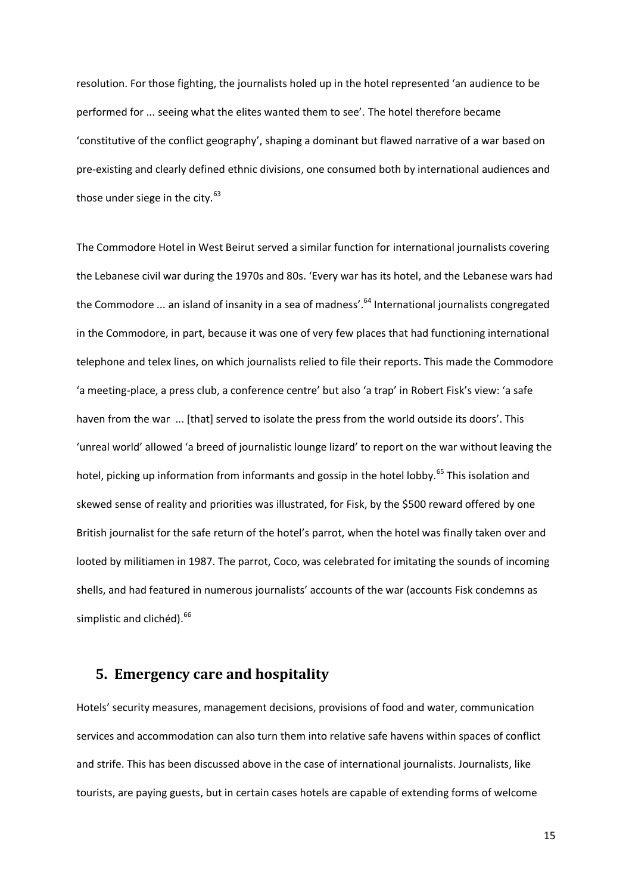resolution. For those fighting, the journalists holed up in the hotel represented 'an audience to be performed for ... seeing what the elites wanted them to see'. The hotel therefore became 'constitutive of the conflict geography', shaping a dominant but flawed narrative of a war based on pre-existing and clearly defined ethnic divisions, one consumed both by international audiences and those under siege in the city.[63]

The Commodore Hotel in West Beirut served a similar function for international journalists covering the Lebanese civil war during the 1970s and 80s. 'Every war has its hotel, and the Lebanese wars had the Commodore ... an island of insanity in a sea of madness'.[64] International journalists congregated in the Commodore, in part, because it was one of very few places that had functioning international telephone and telex lines, on which journalists relied to file their reports. This made the Commodore 'a meeting-place, a press club, a conference centre' but also 'a trap' in Robert Fisk's view: 'a safe haven from the war ... [that] served to isolate the press from the world outside its doors'. This 'unreal world' allowed 'a breed of journalistic lounge lizard' to report on the war without leaving the hotel, picking up information from informants and gossip in the hotel lobby.[65] This isolation and skewed sense of reality and priorities was illustrated, for Fisk, by the $500 reward offered by one British journalist for the safe return of the hotel's parrot, when the hotel was finally taken over and looted by militiamen in 1987. The parrot, Coco, was celebrated for imitating the sounds of incoming shells, and had featured in numerous journalists' accounts of the war (accounts Fisk condemns as simplistic and clichéd).[66]

## 5. Emergency care and hospitality

Hotels' security measures, management decisions, provisions of food and water, communication services and accommodation can also turn them into relative safe havens within spaces of conflict and strife. This has been discussed above in the case of international journalists. Journalists, like tourists, are paying guests, but in certain cases hotels are capable of extending forms of welcome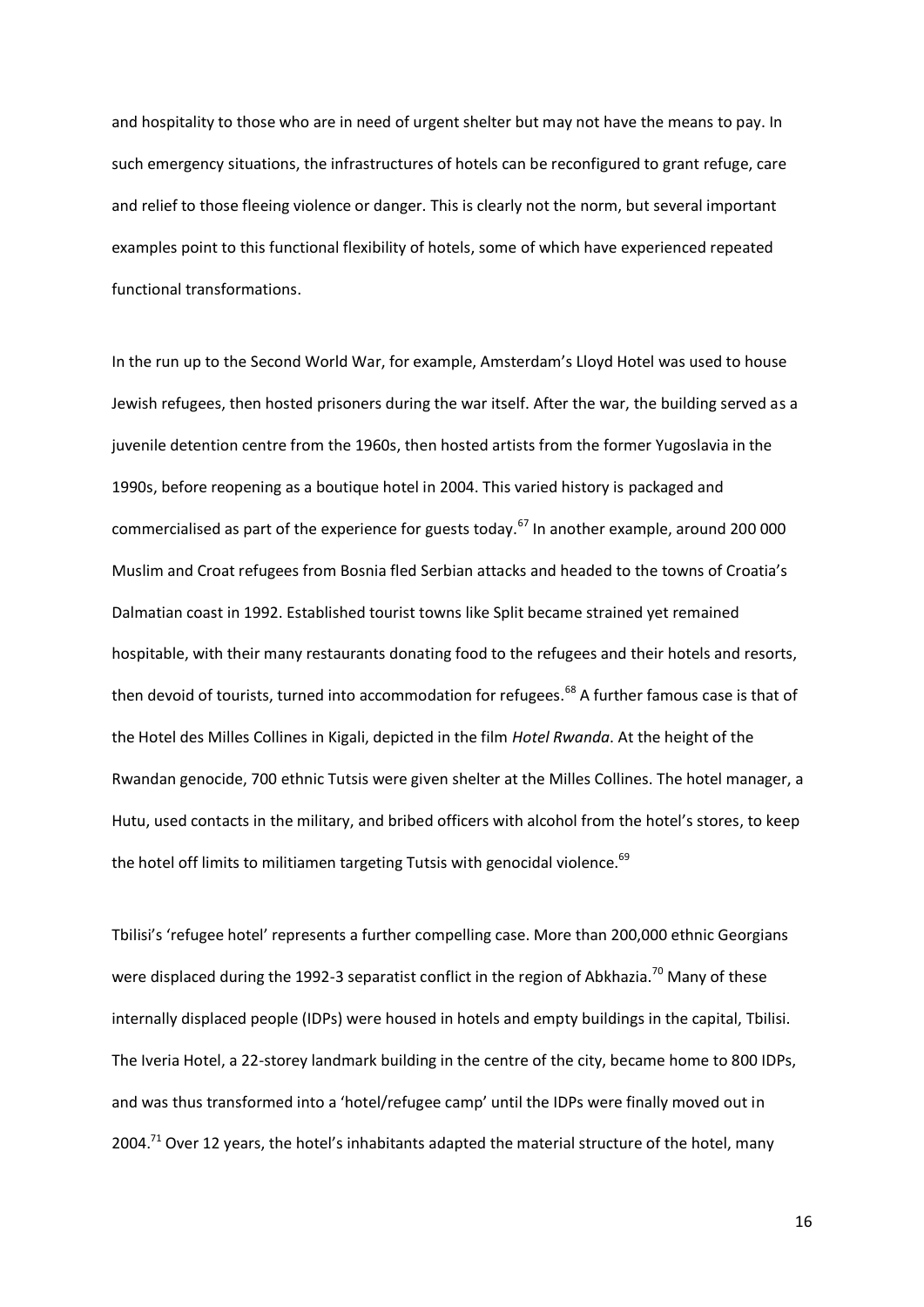and hospitality to those who are in need of urgent shelter but may not have the means to pay. In such emergency situations, the infrastructures of hotels can be reconfigured to grant refuge, care and relief to those fleeing violence or danger. This is clearly not the norm, but several important examples point to this functional flexibility of hotels, some of which have experienced repeated functional transformations.

In the run up to the Second World War, for example, Amsterdam's Lloyd Hotel was used to house Jewish refugees, then hosted prisoners during the war itself. After the war, the building served as a juvenile detention centre from the 1960s, then hosted artists from the former Yugoslavia in the 1990s, before reopening as a boutique hotel in 2004. This varied history is packaged and commercialised as part of the experience for guests today.[67] In another example, around 200 000 Muslim and Croat refugees from Bosnia fled Serbian attacks and headed to the towns of Croatia's Dalmatian coast in 1992. Established tourist towns like Split became strained yet remained hospitable, with their many restaurants donating food to the refugees and their hotels and resorts, then devoid of tourists, turned into accommodation for refugees.[68] A further famous case is that of the Hotel des Milles Collines in Kigali, depicted in the film *Hotel Rwanda*. At the height of the Rwandan genocide, 700 ethnic Tutsis were given shelter at the Milles Collines. The hotel manager, a Hutu, used contacts in the military, and bribed officers with alcohol from the hotel's stores, to keep the hotel off limits to militiamen targeting Tutsis with genocidal violence.[69]

Tbilisi's 'refugee hotel' represents a further compelling case. More than 200,000 ethnic Georgians were displaced during the 1992-3 separatist conflict in the region of Abkhazia.[70] Many of these internally displaced people (IDPs) were housed in hotels and empty buildings in the capital, Tbilisi. The Iveria Hotel, a 22-storey landmark building in the centre of the city, became home to 800 IDPs, and was thus transformed into a 'hotel/refugee camp' until the IDPs were finally moved out in 2004.[71] Over 12 years, the hotel's inhabitants adapted the material structure of the hotel, many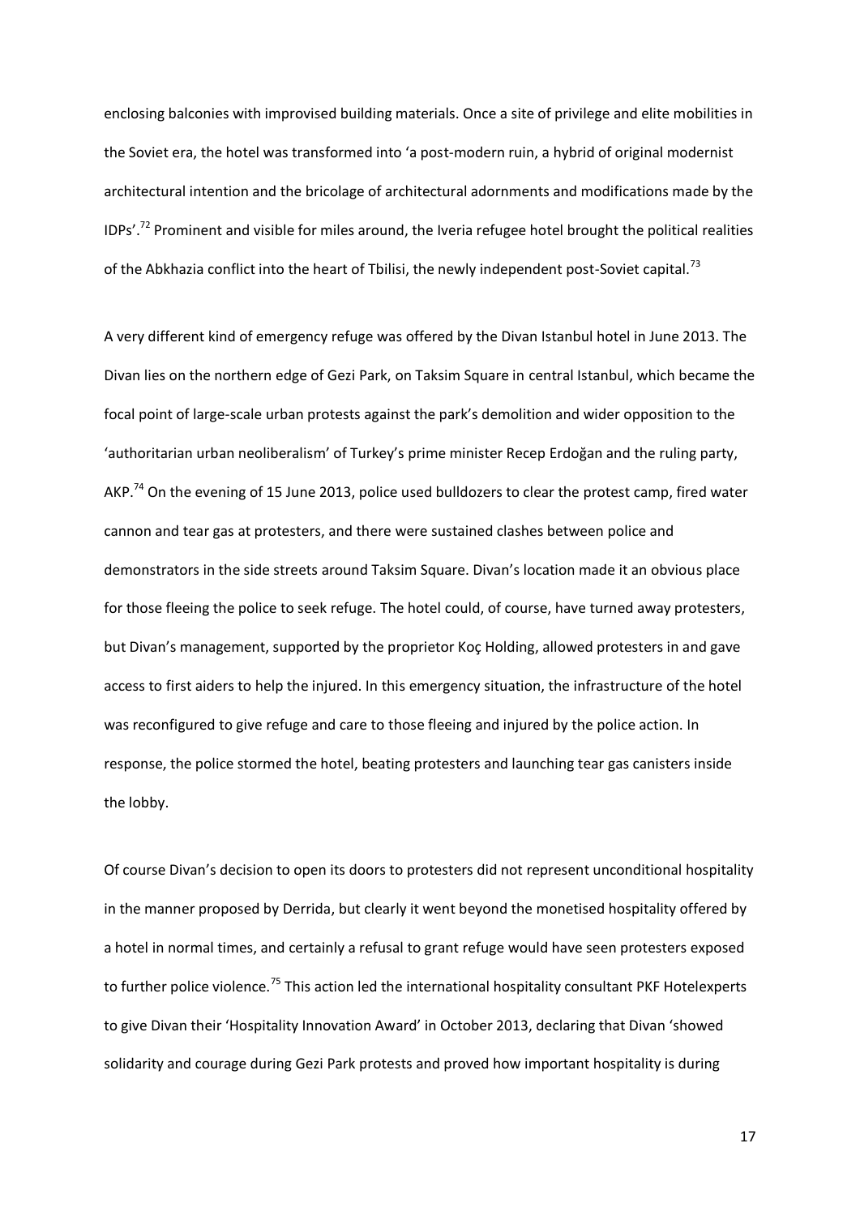enclosing balconies with improvised building materials. Once a site of privilege and elite mobilities in the Soviet era, the hotel was transformed into 'a post-modern ruin, a hybrid of original modernist architectural intention and the bricolage of architectural adornments and modifications made by the IDPs'.[72] Prominent and visible for miles around, the Iveria refugee hotel brought the political realities of the Abkhazia conflict into the heart of Tbilisi, the newly independent post-Soviet capital.[73]

A very different kind of emergency refuge was offered by the Divan Istanbul hotel in June 2013. The Divan lies on the northern edge of Gezi Park, on Taksim Square in central Istanbul, which became the focal point of large-scale urban protests against the park's demolition and wider opposition to the 'authoritarian urban neoliberalism' of Turkey's prime minister Recep Erdoğan and the ruling party, AKP.[74] On the evening of 15 June 2013, police used bulldozers to clear the protest camp, fired water cannon and tear gas at protesters, and there were sustained clashes between police and demonstrators in the side streets around Taksim Square. Divan's location made it an obvious place for those fleeing the police to seek refuge. The hotel could, of course, have turned away protesters, but Divan's management, supported by the proprietor Koç Holding, allowed protesters in and gave access to first aiders to help the injured. In this emergency situation, the infrastructure of the hotel was reconfigured to give refuge and care to those fleeing and injured by the police action. In response, the police stormed the hotel, beating protesters and launching tear gas canisters inside the lobby.

Of course Divan's decision to open its doors to protesters did not represent unconditional hospitality in the manner proposed by Derrida, but clearly it went beyond the monetised hospitality offered by a hotel in normal times, and certainly a refusal to grant refuge would have seen protesters exposed to further police violence.[75] This action led the international hospitality consultant PKF Hotelexperts to give Divan their 'Hospitality Innovation Award' in October 2013, declaring that Divan 'showed solidarity and courage during Gezi Park protests and proved how important hospitality is during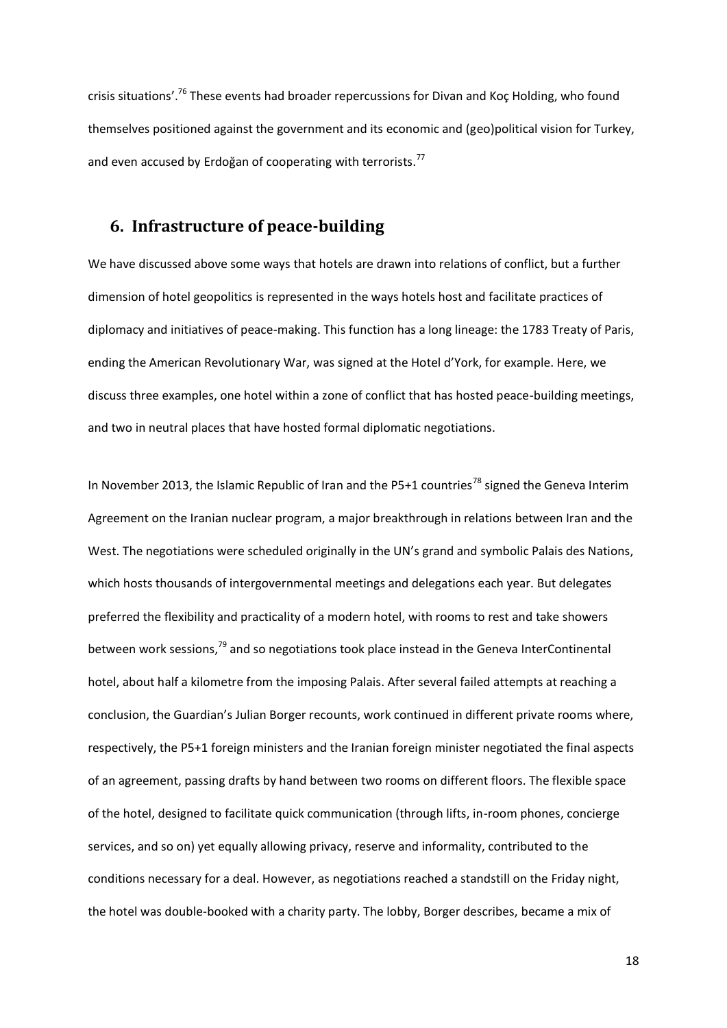crisis situations'.[76] These events had broader repercussions for Divan and Koç Holding, who found themselves positioned against the government and its economic and (geo)political vision for Turkey, and even accused by Erdoğan of cooperating with terrorists.[77]

## 6. Infrastructure of peace-building

We have discussed above some ways that hotels are drawn into relations of conflict, but a further dimension of hotel geopolitics is represented in the ways hotels host and facilitate practices of diplomacy and initiatives of peace-making. This function has a long lineage: the 1783 Treaty of Paris, ending the American Revolutionary War, was signed at the Hotel d'York, for example. Here, we discuss three examples, one hotel within a zone of conflict that has hosted peace-building meetings, and two in neutral places that have hosted formal diplomatic negotiations.

In November 2013, the Islamic Republic of Iran and the P5+1 countries[78] signed the Geneva Interim Agreement on the Iranian nuclear program, a major breakthrough in relations between Iran and the West. The negotiations were scheduled originally in the UN's grand and symbolic Palais des Nations, which hosts thousands of intergovernmental meetings and delegations each year. But delegates preferred the flexibility and practicality of a modern hotel, with rooms to rest and take showers between work sessions,[79] and so negotiations took place instead in the Geneva InterContinental hotel, about half a kilometre from the imposing Palais. After several failed attempts at reaching a conclusion, the Guardian's Julian Borger recounts, work continued in different private rooms where, respectively, the P5+1 foreign ministers and the Iranian foreign minister negotiated the final aspects of an agreement, passing drafts by hand between two rooms on different floors. The flexible space of the hotel, designed to facilitate quick communication (through lifts, in-room phones, concierge services, and so on) yet equally allowing privacy, reserve and informality, contributed to the conditions necessary for a deal. However, as negotiations reached a standstill on the Friday night, the hotel was double-booked with a charity party. The lobby, Borger describes, became a mix of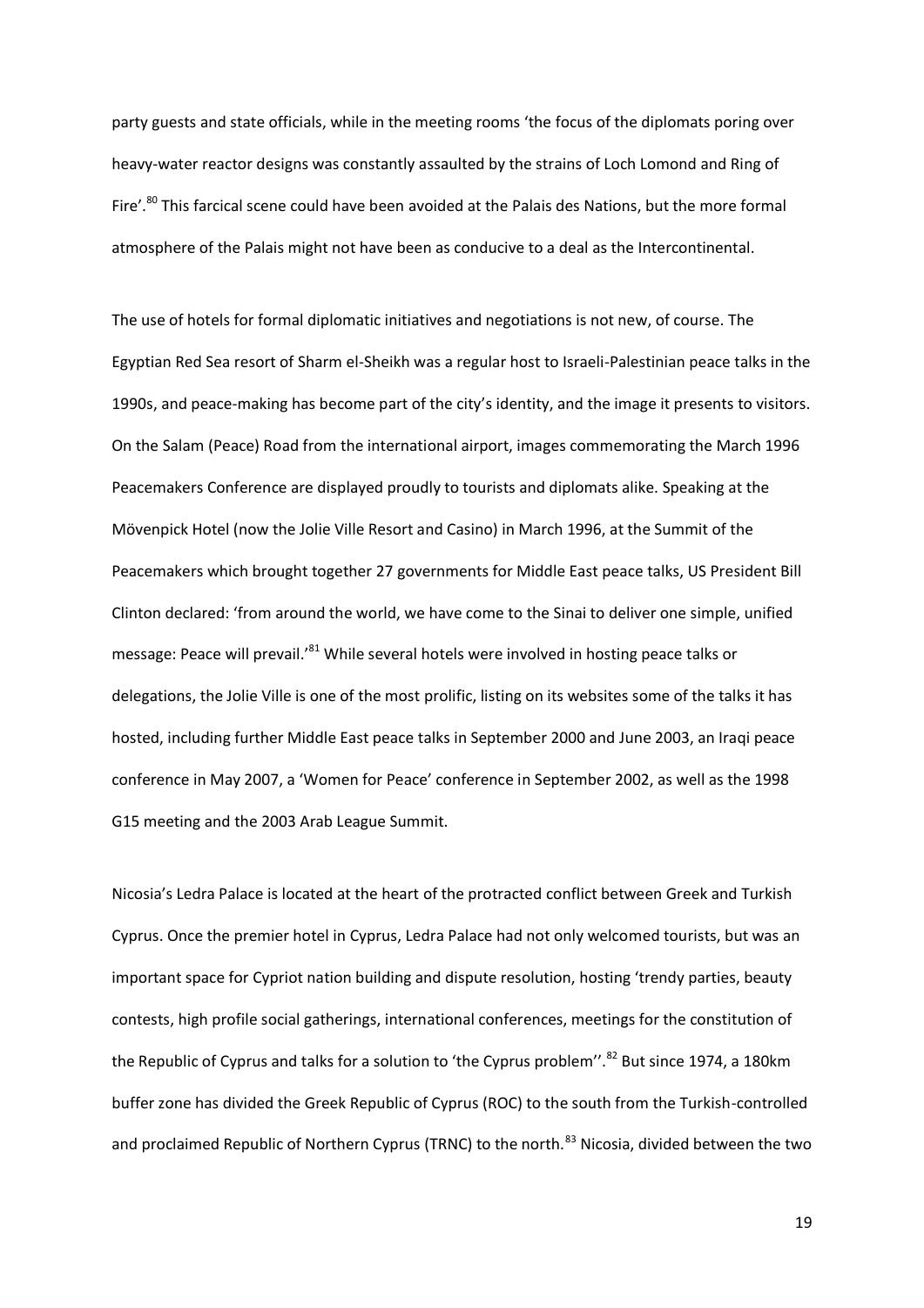party guests and state officials, while in the meeting rooms 'the focus of the diplomats poring over heavy-water reactor designs was constantly assaulted by the strains of Loch Lomond and Ring of Fire'.[80] This farcical scene could have been avoided at the Palais des Nations, but the more formal atmosphere of the Palais might not have been as conducive to a deal as the Intercontinental.

The use of hotels for formal diplomatic initiatives and negotiations is not new, of course. The Egyptian Red Sea resort of Sharm el-Sheikh was a regular host to Israeli-Palestinian peace talks in the 1990s, and peace-making has become part of the city's identity, and the image it presents to visitors. On the Salam (Peace) Road from the international airport, images commemorating the March 1996 Peacemakers Conference are displayed proudly to tourists and diplomats alike. Speaking at the Mövenpick Hotel (now the Jolie Ville Resort and Casino) in March 1996, at the Summit of the Peacemakers which brought together 27 governments for Middle East peace talks, US President Bill Clinton declared: 'from around the world, we have come to the Sinai to deliver one simple, unified message: Peace will prevail.'[81] While several hotels were involved in hosting peace talks or delegations, the Jolie Ville is one of the most prolific, listing on its websites some of the talks it has hosted, including further Middle East peace talks in September 2000 and June 2003, an Iraqi peace conference in May 2007, a 'Women for Peace' conference in September 2002, as well as the 1998 G15 meeting and the 2003 Arab League Summit.

Nicosia's Ledra Palace is located at the heart of the protracted conflict between Greek and Turkish Cyprus. Once the premier hotel in Cyprus, Ledra Palace had not only welcomed tourists, but was an important space for Cypriot nation building and dispute resolution, hosting 'trendy parties, beauty contests, high profile social gatherings, international conferences, meetings for the constitution of the Republic of Cyprus and talks for a solution to 'the Cyprus problem''.[82] But since 1974, a 180km buffer zone has divided the Greek Republic of Cyprus (ROC) to the south from the Turkish-controlled and proclaimed Republic of Northern Cyprus (TRNC) to the north.[83] Nicosia, divided between the two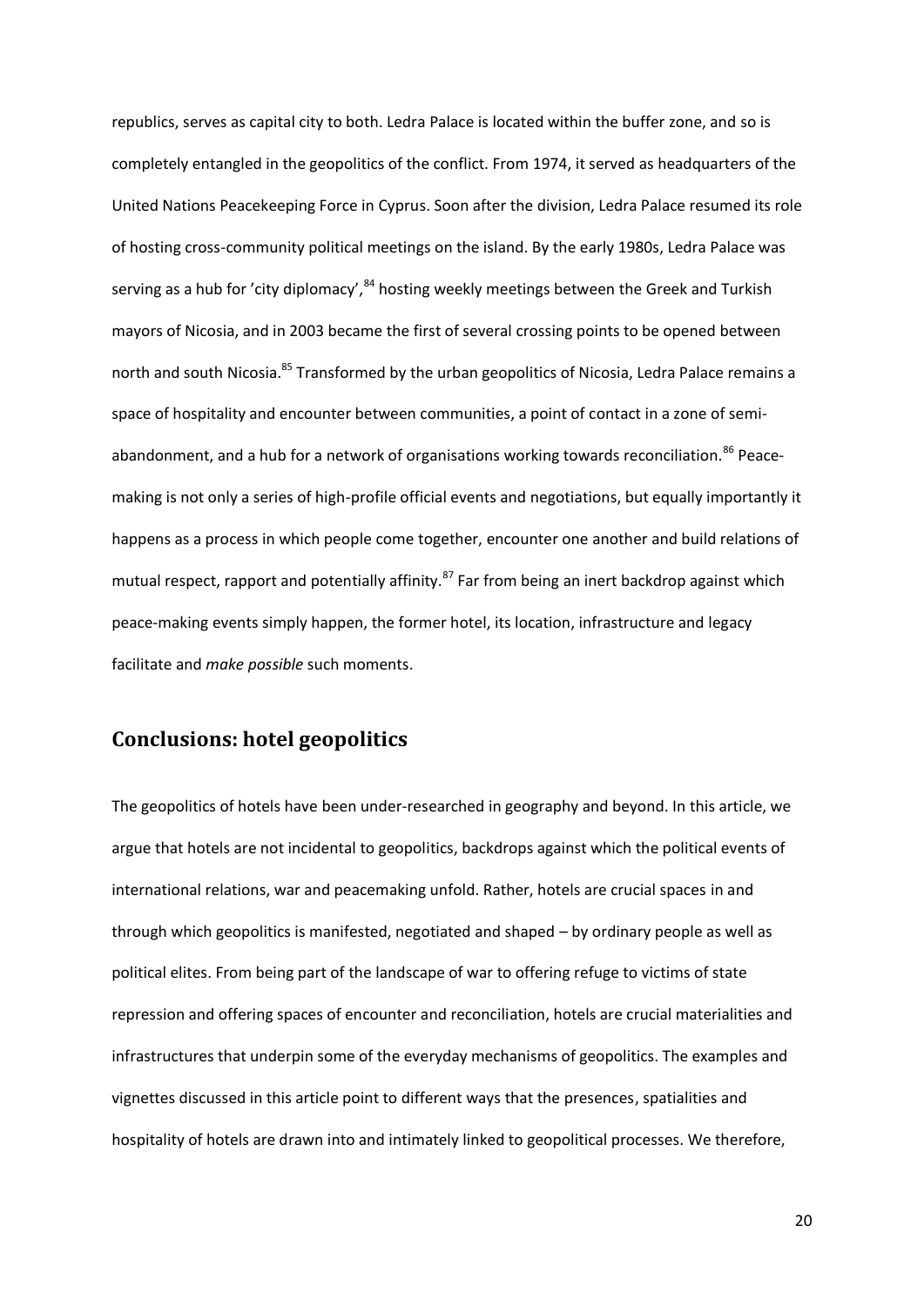republics, serves as capital city to both. Ledra Palace is located within the buffer zone, and so is completely entangled in the geopolitics of the conflict. From 1974, it served as headquarters of the United Nations Peacekeeping Force in Cyprus. Soon after the division, Ledra Palace resumed its role of hosting cross-community political meetings on the island. By the early 1980s, Ledra Palace was serving as a hub for 'city diplomacy',[84] hosting weekly meetings between the Greek and Turkish mayors of Nicosia, and in 2003 became the first of several crossing points to be opened between north and south Nicosia.[85] Transformed by the urban geopolitics of Nicosia, Ledra Palace remains a space of hospitality and encounter between communities, a point of contact in a zone of semi-abandonment, and a hub for a network of organisations working towards reconciliation.[86] Peace-making is not only a series of high-profile official events and negotiations, but equally importantly it happens as a process in which people come together, encounter one another and build relations of mutual respect, rapport and potentially affinity.[87] Far from being an inert backdrop against which peace-making events simply happen, the former hotel, its location, infrastructure and legacy facilitate and *make possible* such moments.

## Conclusions: hotel geopolitics

The geopolitics of hotels have been under-researched in geography and beyond. In this article, we argue that hotels are not incidental to geopolitics, backdrops against which the political events of international relations, war and peacemaking unfold. Rather, hotels are crucial spaces in and through which geopolitics is manifested, negotiated and shaped – by ordinary people as well as political elites. From being part of the landscape of war to offering refuge to victims of state repression and offering spaces of encounter and reconciliation, hotels are crucial materialities and infrastructures that underpin some of the everyday mechanisms of geopolitics. The examples and vignettes discussed in this article point to different ways that the presences, spatialities and hospitality of hotels are drawn into and intimately linked to geopolitical processes. We therefore,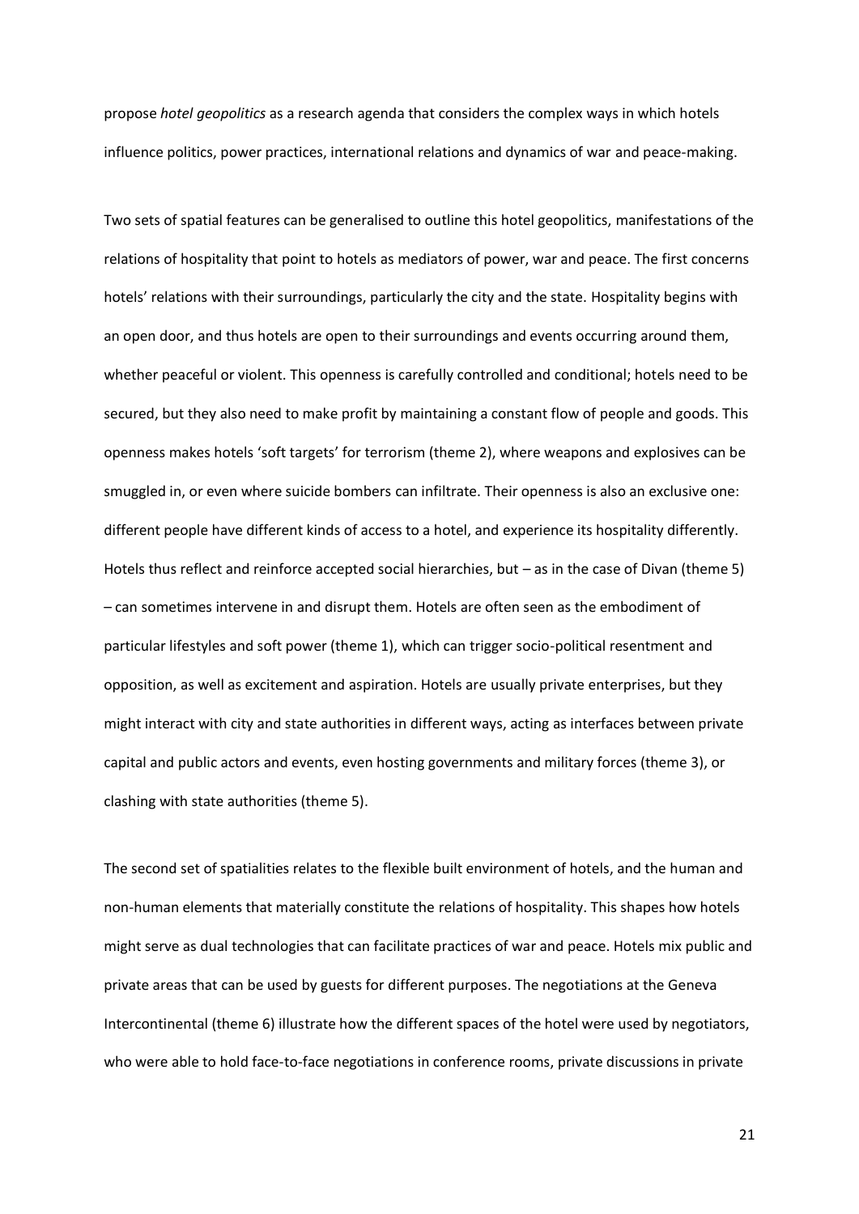propose *hotel geopolitics* as a research agenda that considers the complex ways in which hotels influence politics, power practices, international relations and dynamics of war and peace-making.

Two sets of spatial features can be generalised to outline this hotel geopolitics, manifestations of the relations of hospitality that point to hotels as mediators of power, war and peace. The first concerns hotels' relations with their surroundings, particularly the city and the state. Hospitality begins with an open door, and thus hotels are open to their surroundings and events occurring around them, whether peaceful or violent. This openness is carefully controlled and conditional; hotels need to be secured, but they also need to make profit by maintaining a constant flow of people and goods. This openness makes hotels 'soft targets' for terrorism (theme 2), where weapons and explosives can be smuggled in, or even where suicide bombers can infiltrate. Their openness is also an exclusive one: different people have different kinds of access to a hotel, and experience its hospitality differently. Hotels thus reflect and reinforce accepted social hierarchies, but – as in the case of Divan (theme 5) – can sometimes intervene in and disrupt them. Hotels are often seen as the embodiment of particular lifestyles and soft power (theme 1), which can trigger socio-political resentment and opposition, as well as excitement and aspiration. Hotels are usually private enterprises, but they might interact with city and state authorities in different ways, acting as interfaces between private capital and public actors and events, even hosting governments and military forces (theme 3), or clashing with state authorities (theme 5).

The second set of spatialities relates to the flexible built environment of hotels, and the human and non-human elements that materially constitute the relations of hospitality. This shapes how hotels might serve as dual technologies that can facilitate practices of war and peace. Hotels mix public and private areas that can be used by guests for different purposes. The negotiations at the Geneva Intercontinental (theme 6) illustrate how the different spaces of the hotel were used by negotiators, who were able to hold face-to-face negotiations in conference rooms, private discussions in private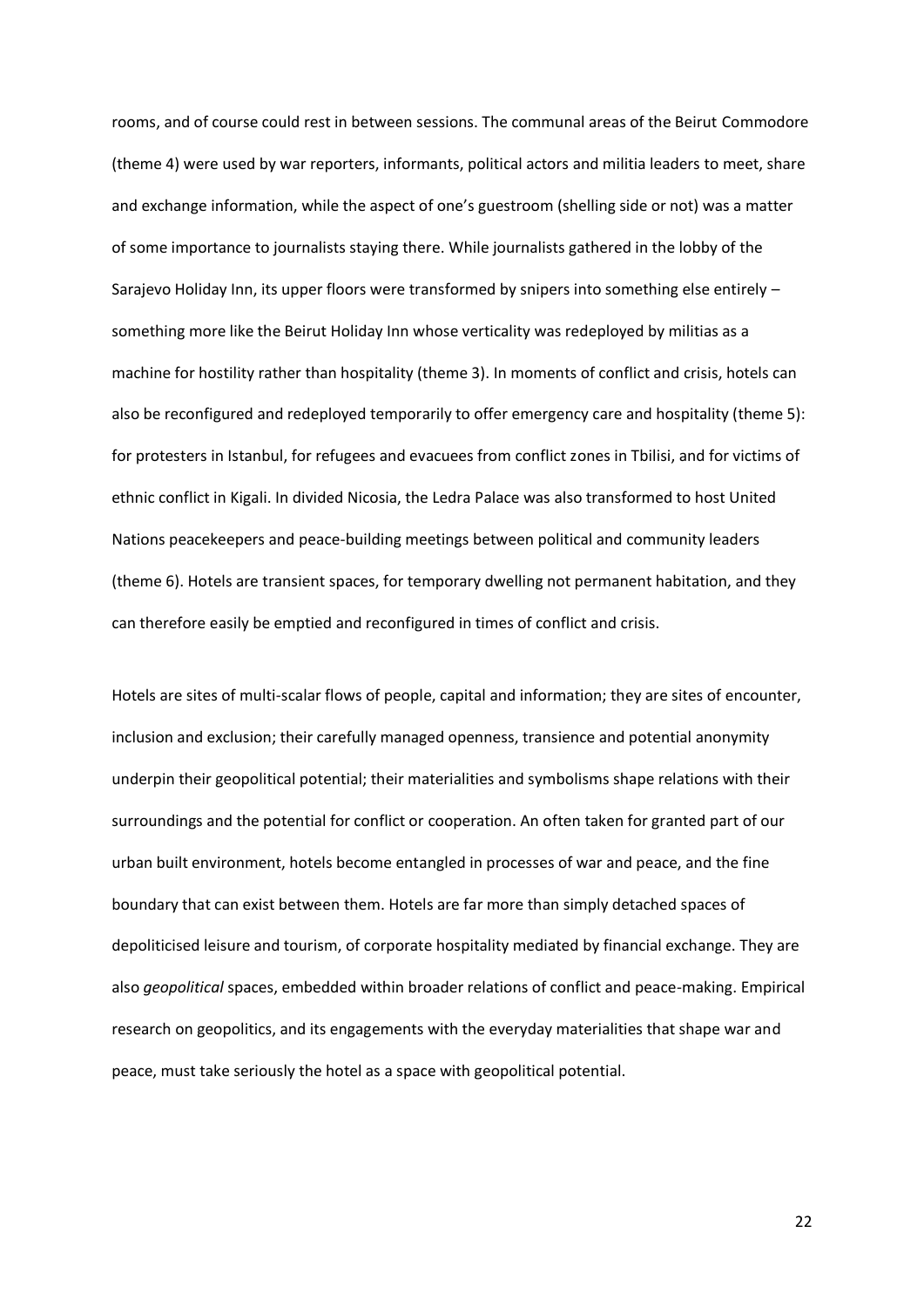rooms, and of course could rest in between sessions. The communal areas of the Beirut Commodore (theme 4) were used by war reporters, informants, political actors and militia leaders to meet, share and exchange information, while the aspect of one's guestroom (shelling side or not) was a matter of some importance to journalists staying there. While journalists gathered in the lobby of the Sarajevo Holiday Inn, its upper floors were transformed by snipers into something else entirely – something more like the Beirut Holiday Inn whose verticality was redeployed by militias as a machine for hostility rather than hospitality (theme 3). In moments of conflict and crisis, hotels can also be reconfigured and redeployed temporarily to offer emergency care and hospitality (theme 5): for protesters in Istanbul, for refugees and evacuees from conflict zones in Tbilisi, and for victims of ethnic conflict in Kigali. In divided Nicosia, the Ledra Palace was also transformed to host United Nations peacekeepers and peace-building meetings between political and community leaders (theme 6). Hotels are transient spaces, for temporary dwelling not permanent habitation, and they can therefore easily be emptied and reconfigured in times of conflict and crisis.

Hotels are sites of multi-scalar flows of people, capital and information; they are sites of encounter, inclusion and exclusion; their carefully managed openness, transience and potential anonymity underpin their geopolitical potential; their materialities and symbolisms shape relations with their surroundings and the potential for conflict or cooperation. An often taken for granted part of our urban built environment, hotels become entangled in processes of war and peace, and the fine boundary that can exist between them. Hotels are far more than simply detached spaces of depoliticised leisure and tourism, of corporate hospitality mediated by financial exchange. They are also *geopolitical* spaces, embedded within broader relations of conflict and peace-making. Empirical research on geopolitics, and its engagements with the everyday materialities that shape war and peace, must take seriously the hotel as a space with geopolitical potential.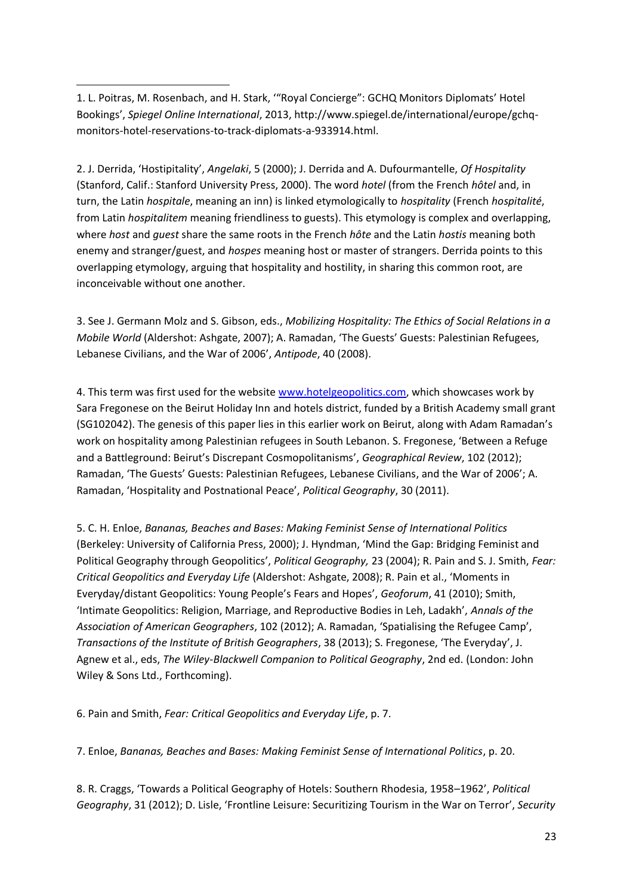1. L. Poitras, M. Rosenbach, and H. Stark, '"Royal Concierge": GCHQ Monitors Diplomats' Hotel Bookings', *Spiegel Online International*, 2013, http://www.spiegel.de/international/europe/gchq-monitors-hotel-reservations-to-track-diplomats-a-933914.html.

2. J. Derrida, 'Hostipitality', *Angelaki*, 5 (2000); J. Derrida and A. Dufourmantelle, *Of Hospitality* (Stanford, Calif.: Stanford University Press, 2000). The word *hotel* (from the French *hôtel* and, in turn, the Latin *hospitale*, meaning an inn) is linked etymologically to *hospitality* (French *hospitalité*, from Latin *hospitalitem* meaning friendliness to guests). This etymology is complex and overlapping, where *host* and *guest* share the same roots in the French *hôte* and the Latin *hostis* meaning both enemy and stranger/guest, and *hospes* meaning host or master of strangers. Derrida points to this overlapping etymology, arguing that hospitality and hostility, in sharing this common root, are inconceivable without one another.

3. See J. Germann Molz and S. Gibson, eds., *Mobilizing Hospitality: The Ethics of Social Relations in a Mobile World* (Aldershot: Ashgate, 2007); A. Ramadan, 'The Guests' Guests: Palestinian Refugees, Lebanese Civilians, and the War of 2006', *Antipode*, 40 (2008).

4. This term was first used for the website www.hotelgeopolitics.com, which showcases work by Sara Fregonese on the Beirut Holiday Inn and hotels district, funded by a British Academy small grant (SG102042). The genesis of this paper lies in this earlier work on Beirut, along with Adam Ramadan's work on hospitality among Palestinian refugees in South Lebanon. S. Fregonese, 'Between a Refuge and a Battleground: Beirut's Discrepant Cosmopolitanisms', *Geographical Review*, 102 (2012); Ramadan, 'The Guests' Guests: Palestinian Refugees, Lebanese Civilians, and the War of 2006'; A. Ramadan, 'Hospitality and Postnational Peace', *Political Geography*, 30 (2011).

5. C. H. Enloe, *Bananas, Beaches and Bases: Making Feminist Sense of International Politics* (Berkeley: University of California Press, 2000); J. Hyndman, 'Mind the Gap: Bridging Feminist and Political Geography through Geopolitics', *Political Geography,* 23 (2004); R. Pain and S. J. Smith, *Fear: Critical Geopolitics and Everyday Life* (Aldershot: Ashgate, 2008); R. Pain et al., 'Moments in Everyday/distant Geopolitics: Young People's Fears and Hopes', *Geoforum*, 41 (2010); Smith, 'Intimate Geopolitics: Religion, Marriage, and Reproductive Bodies in Leh, Ladakh', *Annals of the Association of American Geographers*, 102 (2012); A. Ramadan, 'Spatialising the Refugee Camp', *Transactions of the Institute of British Geographers*, 38 (2013); S. Fregonese, 'The Everyday', J. Agnew et al., eds, *The Wiley-Blackwell Companion to Political Geography*, 2nd ed. (London: John Wiley & Sons Ltd., Forthcoming).

6. Pain and Smith, *Fear: Critical Geopolitics and Everyday Life*, p. 7.

7. Enloe, *Bananas, Beaches and Bases: Making Feminist Sense of International Politics*, p. 20.

8. R. Craggs, 'Towards a Political Geography of Hotels: Southern Rhodesia, 1958–1962', *Political Geography*, 31 (2012); D. Lisle, 'Frontline Leisure: Securitizing Tourism in the War on Terror', *Security*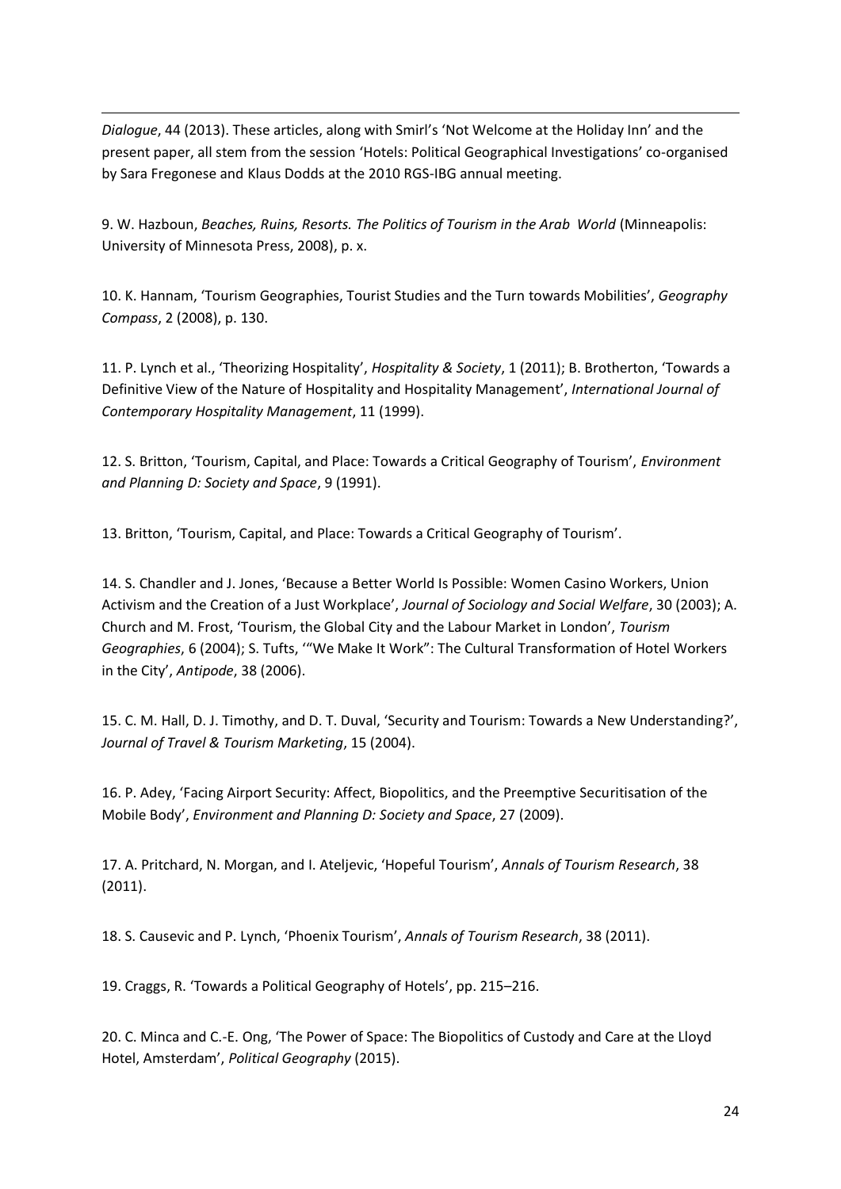*Dialogue*, 44 (2013). These articles, along with Smirl's 'Not Welcome at the Holiday Inn' and the present paper, all stem from the session 'Hotels: Political Geographical Investigations' co-organised by Sara Fregonese and Klaus Dodds at the 2010 RGS-IBG annual meeting.

9. W. Hazboun, *Beaches, Ruins, Resorts. The Politics of Tourism in the Arab World* (Minneapolis: University of Minnesota Press, 2008), p. x.

10. K. Hannam, 'Tourism Geographies, Tourist Studies and the Turn towards Mobilities', *Geography Compass*, 2 (2008), p. 130.

11. P. Lynch et al., 'Theorizing Hospitality', *Hospitality & Society*, 1 (2011); B. Brotherton, 'Towards a Definitive View of the Nature of Hospitality and Hospitality Management', *International Journal of Contemporary Hospitality Management*, 11 (1999).

12. S. Britton, 'Tourism, Capital, and Place: Towards a Critical Geography of Tourism', *Environment and Planning D: Society and Space*, 9 (1991).

13. Britton, 'Tourism, Capital, and Place: Towards a Critical Geography of Tourism'.

14. S. Chandler and J. Jones, 'Because a Better World Is Possible: Women Casino Workers, Union Activism and the Creation of a Just Workplace', *Journal of Sociology and Social Welfare*, 30 (2003); A. Church and M. Frost, 'Tourism, the Global City and the Labour Market in London', *Tourism Geographies*, 6 (2004); S. Tufts, '"We Make It Work": The Cultural Transformation of Hotel Workers in the City', *Antipode*, 38 (2006).

15. C. M. Hall, D. J. Timothy, and D. T. Duval, 'Security and Tourism: Towards a New Understanding?', *Journal of Travel & Tourism Marketing*, 15 (2004).

16. P. Adey, 'Facing Airport Security: Affect, Biopolitics, and the Preemptive Securitisation of the Mobile Body', *Environment and Planning D: Society and Space*, 27 (2009).

17. A. Pritchard, N. Morgan, and I. Ateljevic, 'Hopeful Tourism', *Annals of Tourism Research*, 38 (2011).

18. S. Causevic and P. Lynch, 'Phoenix Tourism', *Annals of Tourism Research*, 38 (2011).

19. Craggs, R. 'Towards a Political Geography of Hotels', pp. 215–216.

20. C. Minca and C.-E. Ong, 'The Power of Space: The Biopolitics of Custody and Care at the Lloyd Hotel, Amsterdam', *Political Geography* (2015).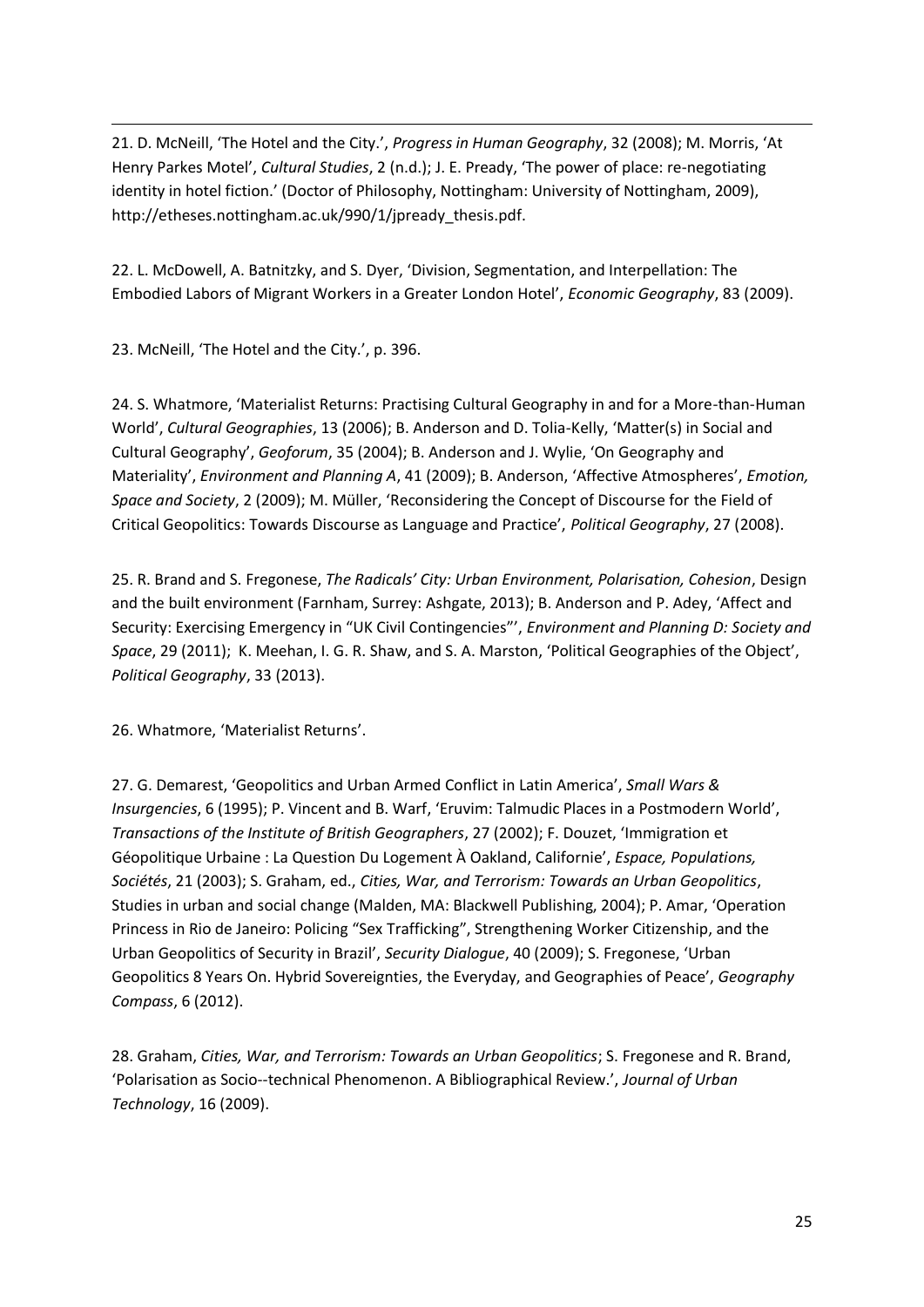21. D. McNeill, 'The Hotel and the City.', *Progress in Human Geography*, 32 (2008); M. Morris, 'At Henry Parkes Motel', *Cultural Studies*, 2 (n.d.); J. E. Pready, 'The power of place: re-negotiating identity in hotel fiction.' (Doctor of Philosophy, Nottingham: University of Nottingham, 2009), http://etheses.nottingham.ac.uk/990/1/jpready_thesis.pdf.

22. L. McDowell, A. Batnitzky, and S. Dyer, 'Division, Segmentation, and Interpellation: The Embodied Labors of Migrant Workers in a Greater London Hotel', *Economic Geography*, 83 (2009).

23. McNeill, 'The Hotel and the City.', p. 396.

24. S. Whatmore, 'Materialist Returns: Practising Cultural Geography in and for a More-than-Human World', *Cultural Geographies*, 13 (2006); B. Anderson and D. Tolia-Kelly, 'Matter(s) in Social and Cultural Geography', *Geoforum*, 35 (2004); B. Anderson and J. Wylie, 'On Geography and Materiality', *Environment and Planning A*, 41 (2009); B. Anderson, 'Affective Atmospheres', *Emotion, Space and Society*, 2 (2009); M. Müller, 'Reconsidering the Concept of Discourse for the Field of Critical Geopolitics: Towards Discourse as Language and Practice', *Political Geography*, 27 (2008).

25. R. Brand and S. Fregonese, *The Radicals' City: Urban Environment, Polarisation, Cohesion*, Design and the built environment (Farnham, Surrey: Ashgate, 2013); B. Anderson and P. Adey, 'Affect and Security: Exercising Emergency in "UK Civil Contingencies"', *Environment and Planning D: Society and Space*, 29 (2011); K. Meehan, I. G. R. Shaw, and S. A. Marston, 'Political Geographies of the Object', *Political Geography*, 33 (2013).

26. Whatmore, 'Materialist Returns'.

27. G. Demarest, 'Geopolitics and Urban Armed Conflict in Latin America', *Small Wars & Insurgencies*, 6 (1995); P. Vincent and B. Warf, 'Eruvim: Talmudic Places in a Postmodern World', *Transactions of the Institute of British Geographers*, 27 (2002); F. Douzet, 'Immigration et Géopolitique Urbaine : La Question Du Logement À Oakland, Californie', *Espace, Populations, Sociétés*, 21 (2003); S. Graham, ed., *Cities, War, and Terrorism: Towards an Urban Geopolitics*, Studies in urban and social change (Malden, MA: Blackwell Publishing, 2004); P. Amar, 'Operation Princess in Rio de Janeiro: Policing "Sex Trafficking", Strengthening Worker Citizenship, and the Urban Geopolitics of Security in Brazil', *Security Dialogue*, 40 (2009); S. Fregonese, 'Urban Geopolitics 8 Years On. Hybrid Sovereignties, the Everyday, and Geographies of Peace', *Geography Compass*, 6 (2012).

28. Graham, *Cities, War, and Terrorism: Towards an Urban Geopolitics*; S. Fregonese and R. Brand, 'Polarisation as Socio--technical Phenomenon. A Bibliographical Review.', *Journal of Urban Technology*, 16 (2009).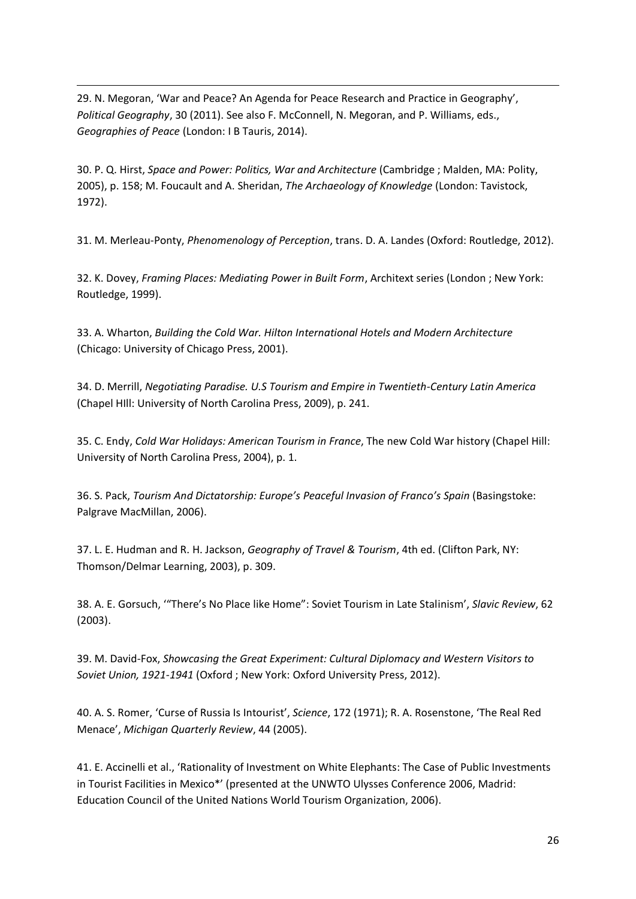29. N. Megoran, 'War and Peace? An Agenda for Peace Research and Practice in Geography', *Political Geography*, 30 (2011). See also F. McConnell, N. Megoran, and P. Williams, eds., *Geographies of Peace* (London: I B Tauris, 2014).

30. P. Q. Hirst, *Space and Power: Politics, War and Architecture* (Cambridge ; Malden, MA: Polity, 2005), p. 158; M. Foucault and A. Sheridan, *The Archaeology of Knowledge* (London: Tavistock, 1972).

31. M. Merleau-Ponty, *Phenomenology of Perception*, trans. D. A. Landes (Oxford: Routledge, 2012).

32. K. Dovey, *Framing Places: Mediating Power in Built Form*, Architext series (London ; New York: Routledge, 1999).

33. A. Wharton, *Building the Cold War. Hilton International Hotels and Modern Architecture* (Chicago: University of Chicago Press, 2001).

34. D. Merrill, *Negotiating Paradise. U.S Tourism and Empire in Twentieth-Century Latin America* (Chapel HIll: University of North Carolina Press, 2009), p. 241.

35. C. Endy, *Cold War Holidays: American Tourism in France*, The new Cold War history (Chapel Hill: University of North Carolina Press, 2004), p. 1.

36. S. Pack, *Tourism And Dictatorship: Europe's Peaceful Invasion of Franco's Spain* (Basingstoke: Palgrave MacMillan, 2006).

37. L. E. Hudman and R. H. Jackson, *Geography of Travel & Tourism*, 4th ed. (Clifton Park, NY: Thomson/Delmar Learning, 2003), p. 309.

38. A. E. Gorsuch, '"There's No Place like Home": Soviet Tourism in Late Stalinism', *Slavic Review*, 62 (2003).

39. M. David-Fox, *Showcasing the Great Experiment: Cultural Diplomacy and Western Visitors to Soviet Union, 1921-1941* (Oxford ; New York: Oxford University Press, 2012).

40. A. S. Romer, 'Curse of Russia Is Intourist', *Science*, 172 (1971); R. A. Rosenstone, 'The Real Red Menace', *Michigan Quarterly Review*, 44 (2005).

41. E. Accinelli et al., 'Rationality of Investment on White Elephants: The Case of Public Investments in Tourist Facilities in Mexico*' (presented at the UNWTO Ulysses Conference 2006, Madrid: Education Council of the United Nations World Tourism Organization, 2006).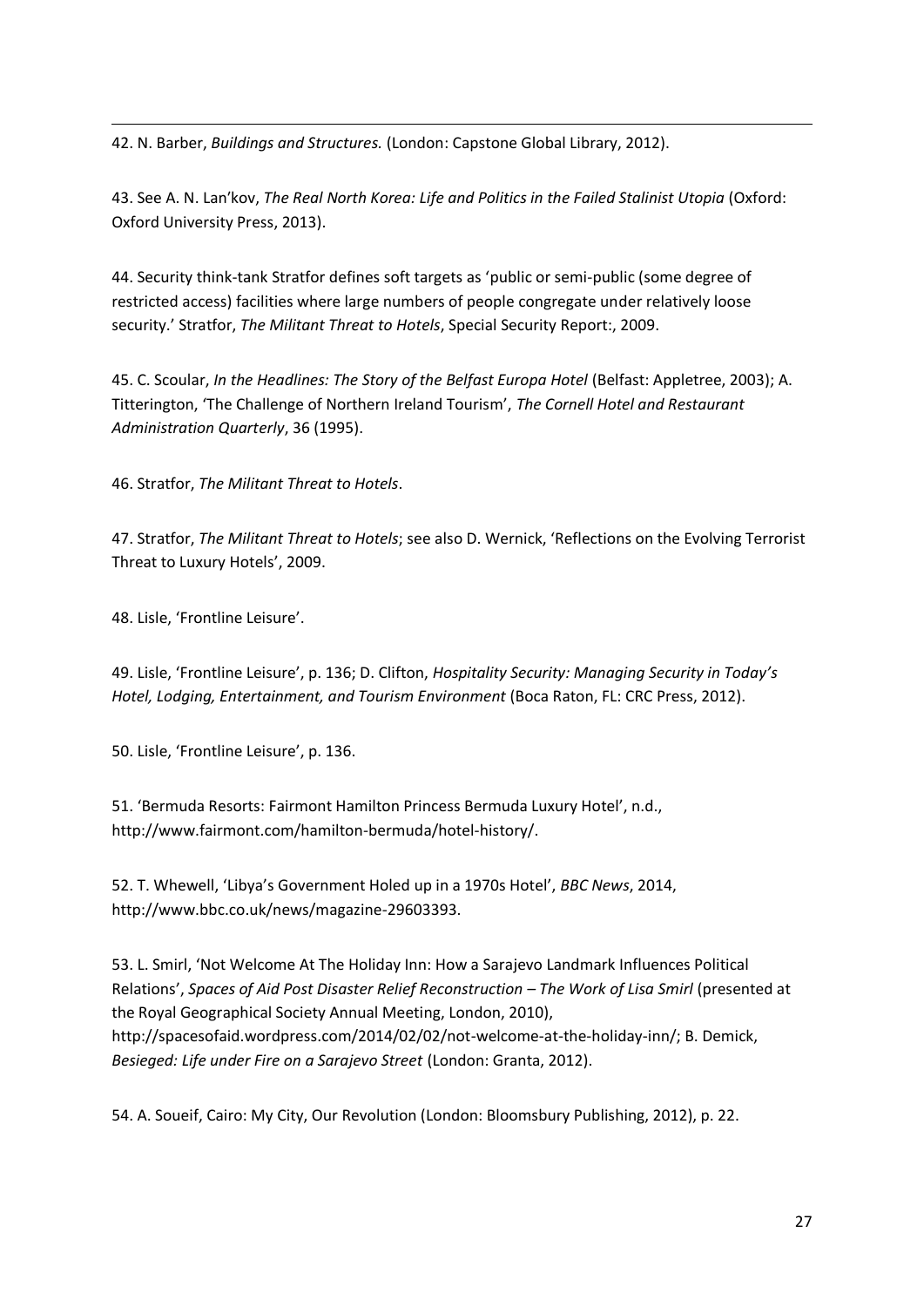42. N. Barber, *Buildings and Structures.* (London: Capstone Global Library, 2012).

43. See A. N. Lan'kov, *The Real North Korea: Life and Politics in the Failed Stalinist Utopia* (Oxford: Oxford University Press, 2013).

44. Security think-tank Stratfor defines soft targets as 'public or semi-public (some degree of restricted access) facilities where large numbers of people congregate under relatively loose security.' Stratfor, *The Militant Threat to Hotels*, Special Security Report:, 2009.

45. C. Scoular, *In the Headlines: The Story of the Belfast Europa Hotel* (Belfast: Appletree, 2003); A. Titterington, 'The Challenge of Northern Ireland Tourism', *The Cornell Hotel and Restaurant Administration Quarterly*, 36 (1995).

46. Stratfor, *The Militant Threat to Hotels*.

47. Stratfor, *The Militant Threat to Hotels*; see also D. Wernick, 'Reflections on the Evolving Terrorist Threat to Luxury Hotels', 2009.

48. Lisle, 'Frontline Leisure'.

49. Lisle, 'Frontline Leisure', p. 136; D. Clifton, *Hospitality Security: Managing Security in Today's Hotel, Lodging, Entertainment, and Tourism Environment* (Boca Raton, FL: CRC Press, 2012).

50. Lisle, 'Frontline Leisure', p. 136.

51. 'Bermuda Resorts: Fairmont Hamilton Princess Bermuda Luxury Hotel', n.d., http://www.fairmont.com/hamilton-bermuda/hotel-history/.

52. T. Whewell, 'Libya's Government Holed up in a 1970s Hotel', *BBC News*, 2014, http://www.bbc.co.uk/news/magazine-29603393.

53. L. Smirl, 'Not Welcome At The Holiday Inn: How a Sarajevo Landmark Influences Political Relations', *Spaces of Aid Post Disaster Relief Reconstruction – The Work of Lisa Smirl* (presented at the Royal Geographical Society Annual Meeting, London, 2010), http://spacesofaid.wordpress.com/2014/02/02/not-welcome-at-the-holiday-inn/; B. Demick, *Besieged: Life under Fire on a Sarajevo Street* (London: Granta, 2012).

54. A. Soueif, Cairo: My City, Our Revolution (London: Bloomsbury Publishing, 2012), p. 22.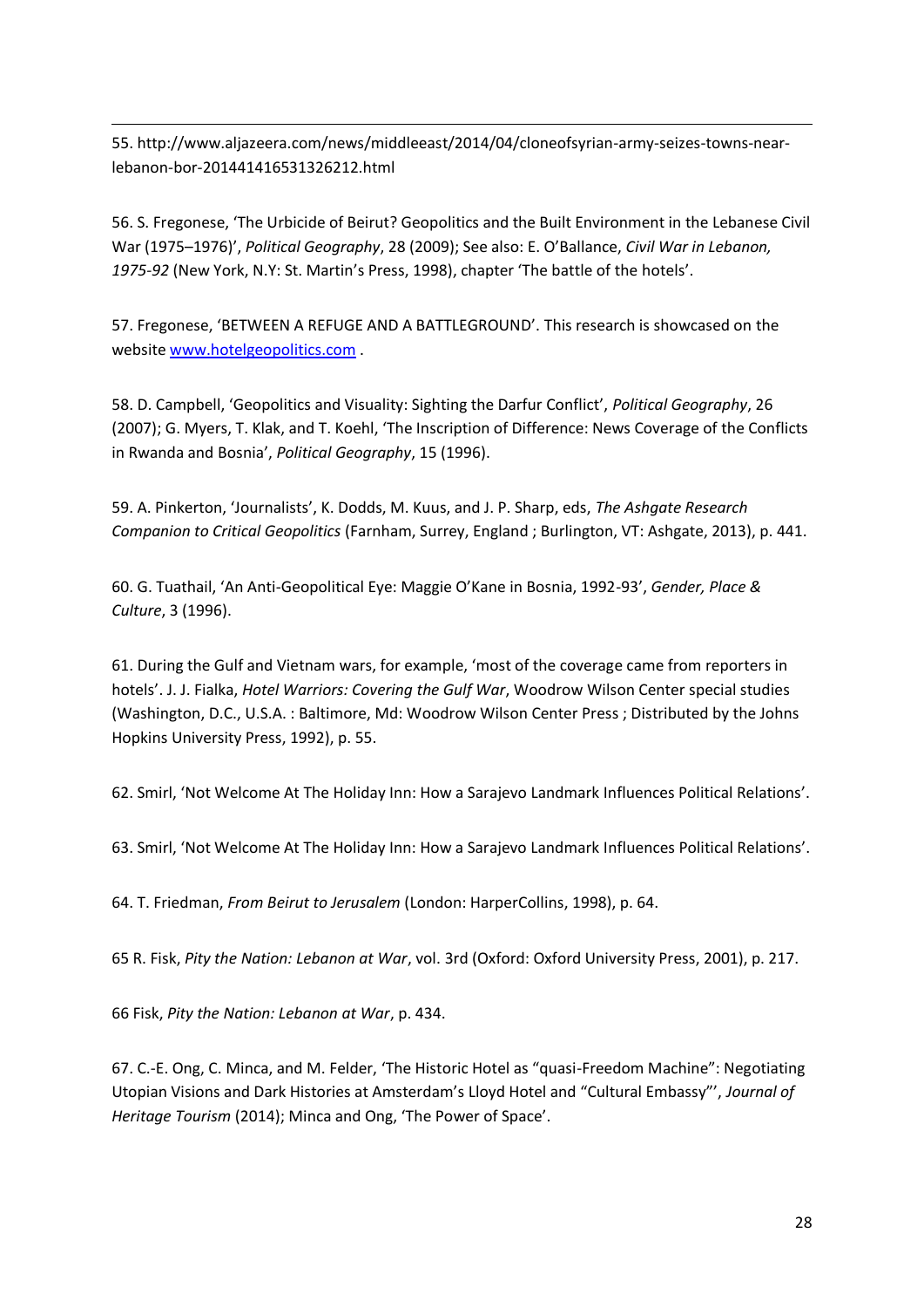55. http://www.aljazeera.com/news/middleeast/2014/04/cloneofsyrian-army-seizes-towns-near-lebanon-bor-201441416531326212.html

56. S. Fregonese, 'The Urbicide of Beirut? Geopolitics and the Built Environment in the Lebanese Civil War (1975–1976)', *Political Geography*, 28 (2009); See also: E. O'Ballance, *Civil War in Lebanon, 1975-92* (New York, N.Y: St. Martin's Press, 1998), chapter 'The battle of the hotels'.

57. Fregonese, 'BETWEEN A REFUGE AND A BATTLEGROUND'. This research is showcased on the website [www.hotelgeopolitics.com](www.hotelgeopolitics.com) .

58. D. Campbell, 'Geopolitics and Visuality: Sighting the Darfur Conflict', *Political Geography*, 26 (2007); G. Myers, T. Klak, and T. Koehl, 'The Inscription of Difference: News Coverage of the Conflicts in Rwanda and Bosnia', *Political Geography*, 15 (1996).

59. A. Pinkerton, 'Journalists', K. Dodds, M. Kuus, and J. P. Sharp, eds, *The Ashgate Research Companion to Critical Geopolitics* (Farnham, Surrey, England ; Burlington, VT: Ashgate, 2013), p. 441.

60. G. Tuathail, 'An Anti-Geopolitical Eye: Maggie O'Kane in Bosnia, 1992-93', *Gender, Place & Culture*, 3 (1996).

61. During the Gulf and Vietnam wars, for example, 'most of the coverage came from reporters in hotels'. J. J. Fialka, *Hotel Warriors: Covering the Gulf War*, Woodrow Wilson Center special studies (Washington, D.C., U.S.A. : Baltimore, Md: Woodrow Wilson Center Press ; Distributed by the Johns Hopkins University Press, 1992), p. 55.

62. Smirl, 'Not Welcome At The Holiday Inn: How a Sarajevo Landmark Influences Political Relations'.

63. Smirl, 'Not Welcome At The Holiday Inn: How a Sarajevo Landmark Influences Political Relations'.

64. T. Friedman, *From Beirut to Jerusalem* (London: HarperCollins, 1998), p. 64.

65 R. Fisk, *Pity the Nation: Lebanon at War*, vol. 3rd (Oxford: Oxford University Press, 2001), p. 217.

66 Fisk, *Pity the Nation: Lebanon at War*, p. 434.

67. C.-E. Ong, C. Minca, and M. Felder, 'The Historic Hotel as "quasi-Freedom Machine": Negotiating Utopian Visions and Dark Histories at Amsterdam's Lloyd Hotel and "Cultural Embassy"', *Journal of Heritage Tourism* (2014); Minca and Ong, 'The Power of Space'.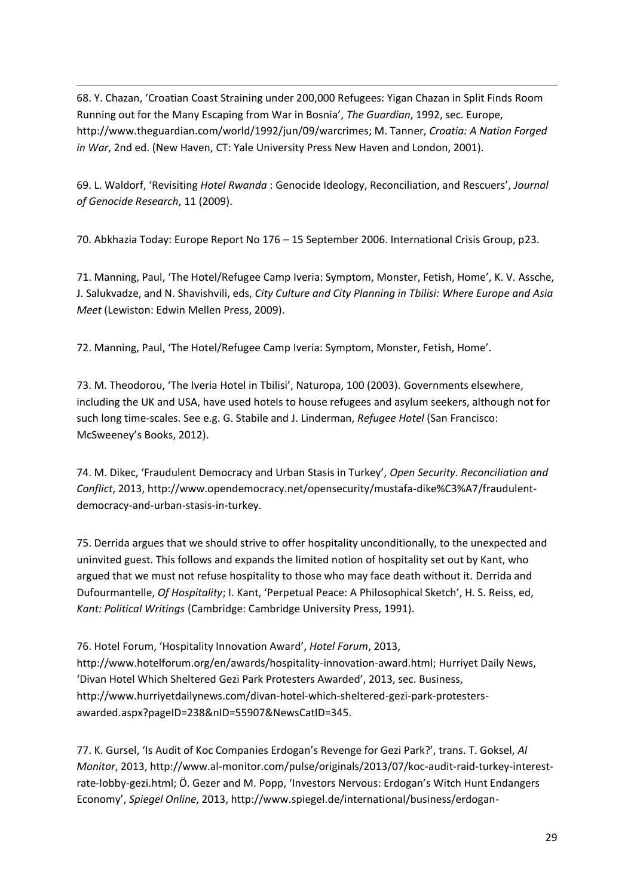68. Y. Chazan, 'Croatian Coast Straining under 200,000 Refugees: Yigan Chazan in Split Finds Room Running out for the Many Escaping from War in Bosnia', *The Guardian*, 1992, sec. Europe, http://www.theguardian.com/world/1992/jun/09/warcrimes; M. Tanner, *Croatia: A Nation Forged in War*, 2nd ed. (New Haven, CT: Yale University Press New Haven and London, 2001).

69. L. Waldorf, 'Revisiting *Hotel Rwanda* : Genocide Ideology, Reconciliation, and Rescuers', *Journal of Genocide Research*, 11 (2009).

70. Abkhazia Today: Europe Report No 176 – 15 September 2006. International Crisis Group, p23.

71. Manning, Paul, 'The Hotel/Refugee Camp Iveria: Symptom, Monster, Fetish, Home', K. V. Assche, J. Salukvadze, and N. Shavishvili, eds, *City Culture and City Planning in Tbilisi: Where Europe and Asia Meet* (Lewiston: Edwin Mellen Press, 2009).

72. Manning, Paul, 'The Hotel/Refugee Camp Iveria: Symptom, Monster, Fetish, Home'.

73. M. Theodorou, 'The Iveria Hotel in Tbilisi', Naturopa, 100 (2003). Governments elsewhere, including the UK and USA, have used hotels to house refugees and asylum seekers, although not for such long time-scales. See e.g. G. Stabile and J. Linderman, *Refugee Hotel* (San Francisco: McSweeney's Books, 2012).

74. M. Dikec, 'Fraudulent Democracy and Urban Stasis in Turkey', *Open Security. Reconciliation and Conflict*, 2013, http://www.opendemocracy.net/opensecurity/mustafa-dike%C3%A7/fraudulent-democracy-and-urban-stasis-in-turkey.

75. Derrida argues that we should strive to offer hospitality unconditionally, to the unexpected and uninvited guest. This follows and expands the limited notion of hospitality set out by Kant, who argued that we must not refuse hospitality to those who may face death without it. Derrida and Dufourmantelle, *Of Hospitality*; I. Kant, 'Perpetual Peace: A Philosophical Sketch', H. S. Reiss, ed, *Kant: Political Writings* (Cambridge: Cambridge University Press, 1991).

76. Hotel Forum, 'Hospitality Innovation Award', *Hotel Forum*, 2013, http://www.hotelforum.org/en/awards/hospitality-innovation-award.html; Hurriyet Daily News, 'Divan Hotel Which Sheltered Gezi Park Protesters Awarded', 2013, sec. Business, http://www.hurriyetdailynews.com/divan-hotel-which-sheltered-gezi-park-protesters-awarded.aspx?pageID=238&nID=55907&NewsCatID=345.

77. K. Gursel, 'Is Audit of Koc Companies Erdogan's Revenge for Gezi Park?', trans. T. Goksel, *Al Monitor*, 2013, http://www.al-monitor.com/pulse/originals/2013/07/koc-audit-raid-turkey-interest-rate-lobby-gezi.html; Ö. Gezer and M. Popp, 'Investors Nervous: Erdogan's Witch Hunt Endangers Economy', *Spiegel Online*, 2013, http://www.spiegel.de/international/business/erdogan-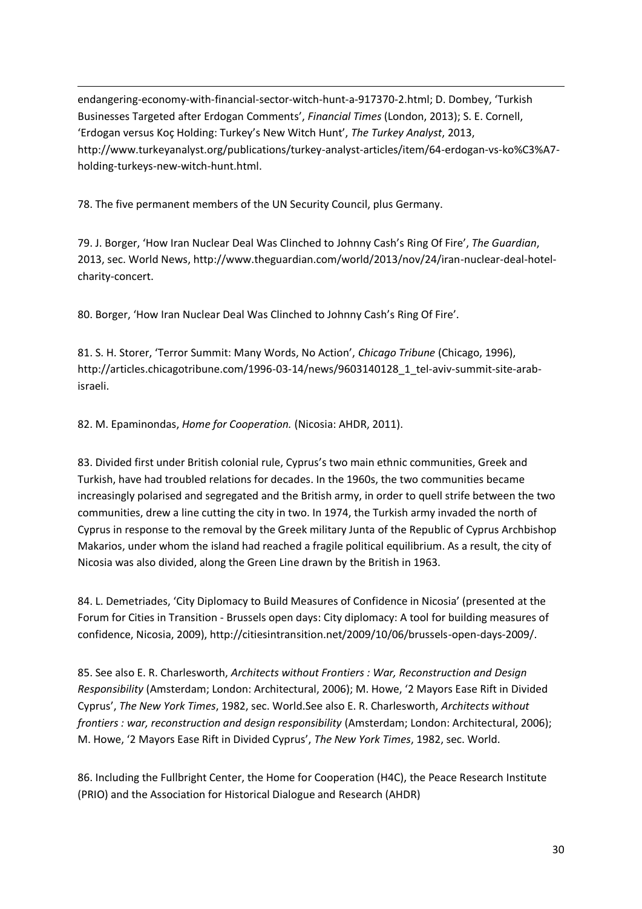endangering-economy-with-financial-sector-witch-hunt-a-917370-2.html; D. Dombey, 'Turkish Businesses Targeted after Erdogan Comments', *Financial Times* (London, 2013); S. E. Cornell, 'Erdogan versus Koç Holding: Turkey's New Witch Hunt', *The Turkey Analyst*, 2013, http://www.turkeyanalyst.org/publications/turkey-analyst-articles/item/64-erdogan-vs-ko%C3%A7-holding-turkeys-new-witch-hunt.html.

78. The five permanent members of the UN Security Council, plus Germany.

79. J. Borger, 'How Iran Nuclear Deal Was Clinched to Johnny Cash's Ring Of Fire', *The Guardian*, 2013, sec. World News, http://www.theguardian.com/world/2013/nov/24/iran-nuclear-deal-hotel-charity-concert.

80. Borger, 'How Iran Nuclear Deal Was Clinched to Johnny Cash's Ring Of Fire'.

81. S. H. Storer, 'Terror Summit: Many Words, No Action', *Chicago Tribune* (Chicago, 1996), http://articles.chicagotribune.com/1996-03-14/news/9603140128_1_tel-aviv-summit-site-arab-israeli.

82. M. Epaminondas, *Home for Cooperation.* (Nicosia: AHDR, 2011).

83. Divided first under British colonial rule, Cyprus's two main ethnic communities, Greek and Turkish, have had troubled relations for decades. In the 1960s, the two communities became increasingly polarised and segregated and the British army, in order to quell strife between the two communities, drew a line cutting the city in two. In 1974, the Turkish army invaded the north of Cyprus in response to the removal by the Greek military Junta of the Republic of Cyprus Archbishop Makarios, under whom the island had reached a fragile political equilibrium. As a result, the city of Nicosia was also divided, along the Green Line drawn by the British in 1963.

84. L. Demetriades, 'City Diplomacy to Build Measures of Confidence in Nicosia' (presented at the Forum for Cities in Transition - Brussels open days: City diplomacy: A tool for building measures of confidence, Nicosia, 2009), http://citiesintransition.net/2009/10/06/brussels-open-days-2009/.

85. See also E. R. Charlesworth, *Architects without Frontiers : War, Reconstruction and Design Responsibility* (Amsterdam; London: Architectural, 2006); M. Howe, '2 Mayors Ease Rift in Divided Cyprus', *The New York Times*, 1982, sec. World.See also E. R. Charlesworth, *Architects without frontiers : war, reconstruction and design responsibility* (Amsterdam; London: Architectural, 2006); M. Howe, '2 Mayors Ease Rift in Divided Cyprus', *The New York Times*, 1982, sec. World.

86. Including the Fullbright Center, the Home for Cooperation (H4C), the Peace Research Institute (PRIO) and the Association for Historical Dialogue and Research (AHDR)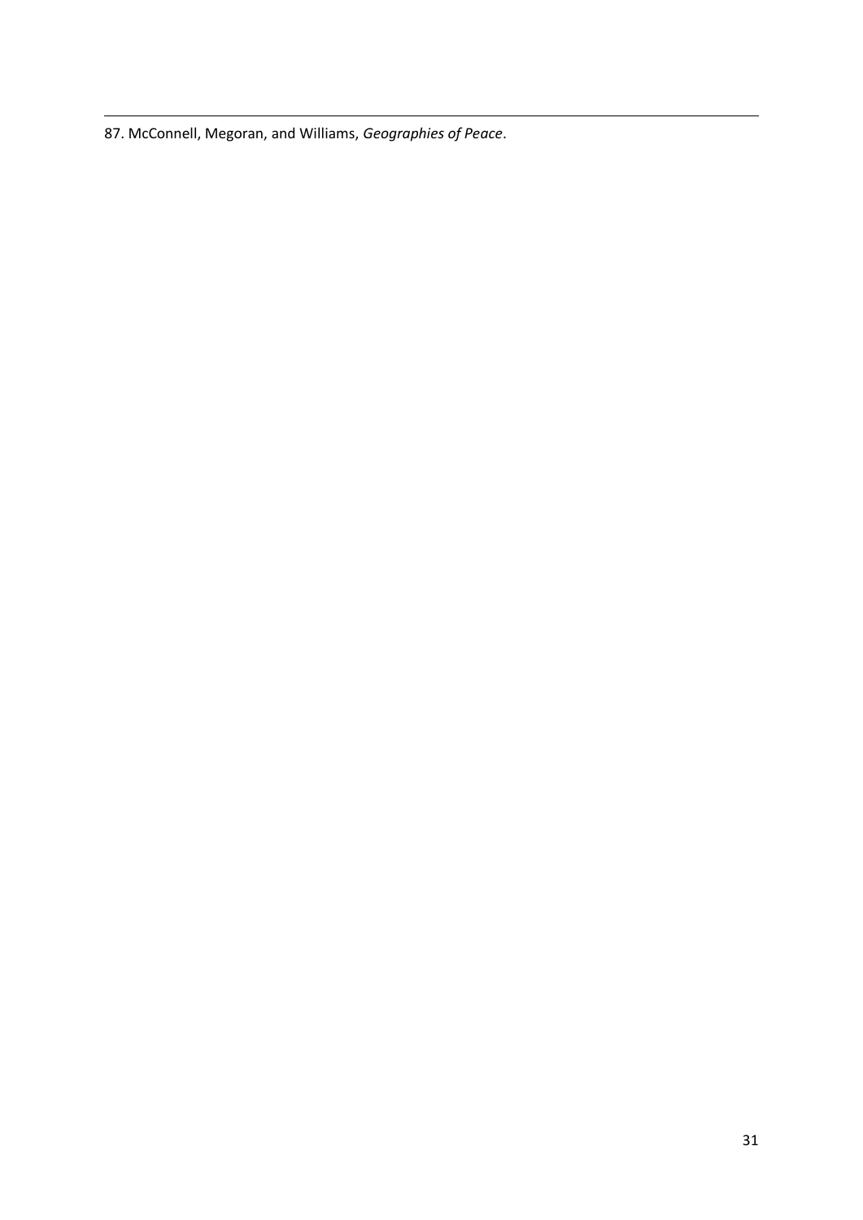87. McConnell, Megoran, and Williams, *Geographies of Peace*.